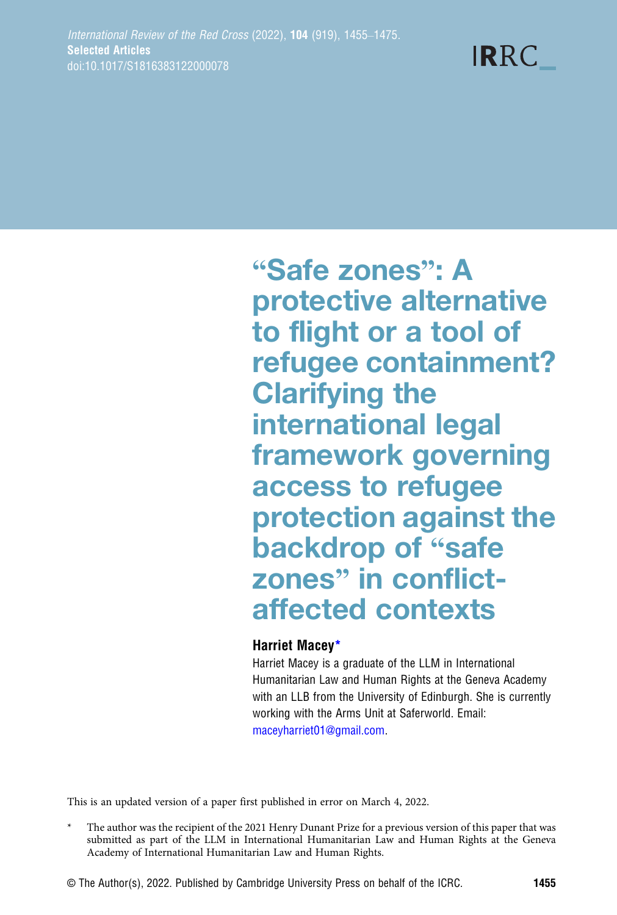# "Safe zones": A protective alternative to flight or a tool of refugee containment? Clarifying the international legal framework governing access to refugee protection against the backdrop of "safe zones" in conflict-affected contexts

**Harriet Macey***

Harriet Macey is a graduate of the LLM in International Humanitarian Law and Human Rights at the Geneva Academy with an LLB from the University of Edinburgh. She is currently working with the Arms Unit at Saferworld. Email: maceyharriet01@gmail.com.

This is an updated version of a paper first published in error on March 4, 2022.

\* The author was the recipient of the 2021 Henry Dunant Prize for a previous version of this paper that was submitted as part of the LLM in International Humanitarian Law and Human Rights at the Geneva Academy of International Humanitarian Law and Human Rights.

© The Author(s), 2022. Published by Cambridge University Press on behalf of the ICRC.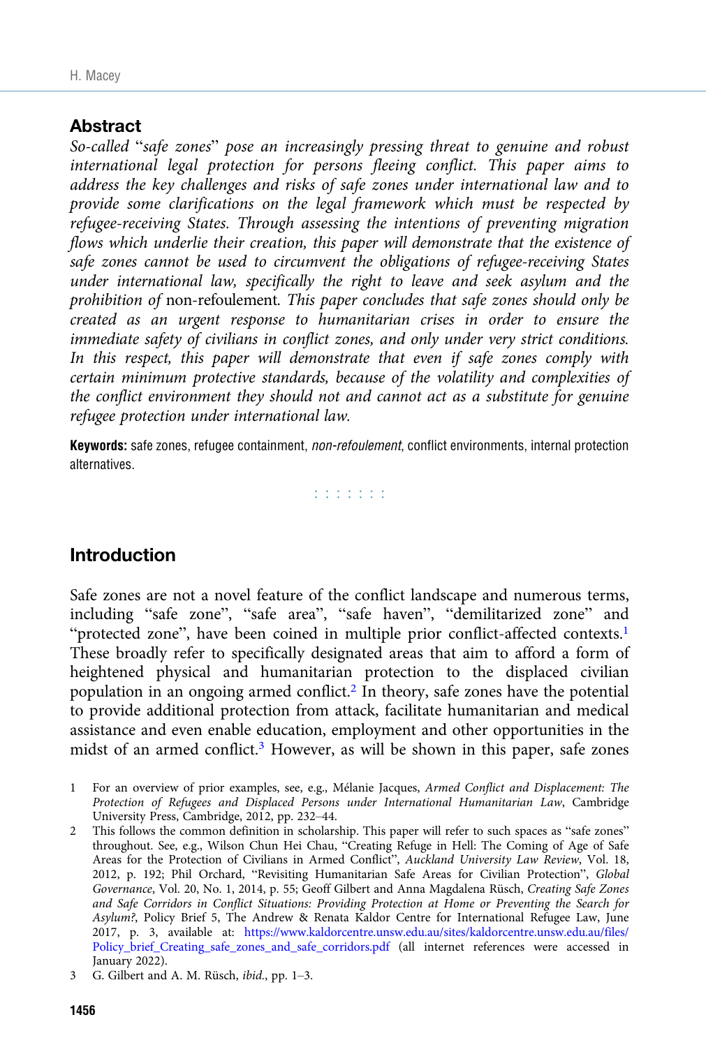## Abstract

*So-called "safe zones" pose an increasingly pressing threat to genuine and robust international legal protection for persons fleeing conflict. This paper aims to address the key challenges and risks of safe zones under international law and to provide some clarifications on the legal framework which must be respected by refugee-receiving States. Through assessing the intentions of preventing migration flows which underlie their creation, this paper will demonstrate that the existence of safe zones cannot be used to circumvent the obligations of refugee-receiving States under international law, specifically the right to leave and seek asylum and the prohibition of* non-refoulement. *This paper concludes that safe zones should only be created as an urgent response to humanitarian crises in order to ensure the immediate safety of civilians in conflict zones, and only under very strict conditions. In this respect, this paper will demonstrate that even if safe zones comply with certain minimum protective standards, because of the volatility and complexities of the conflict environment they should not and cannot act as a substitute for genuine refugee protection under international law.*

**Keywords:** safe zones, refugee containment, *non-refoulement*, conflict environments, internal protection alternatives.

## Introduction

Safe zones are not a novel feature of the conflict landscape and numerous terms, including "safe zone", "safe area", "safe haven", "demilitarized zone" and "protected zone", have been coined in multiple prior conflict-affected contexts.[1] These broadly refer to specifically designated areas that aim to afford a form of heightened physical and humanitarian protection to the displaced civilian population in an ongoing armed conflict.[2] In theory, safe zones have the potential to provide additional protection from attack, facilitate humanitarian and medical assistance and even enable education, employment and other opportunities in the midst of an armed conflict.[3] However, as will be shown in this paper, safe zones

1 For an overview of prior examples, see, e.g., Mélanie Jacques, *Armed Conflict and Displacement: The Protection of Refugees and Displaced Persons under International Humanitarian Law*, Cambridge University Press, Cambridge, 2012, pp. 232–44.

2 This follows the common definition in scholarship. This paper will refer to such spaces as "safe zones" throughout. See, e.g., Wilson Chun Hei Chau, "Creating Refuge in Hell: The Coming of Age of Safe Areas for the Protection of Civilians in Armed Conflict", *Auckland University Law Review*, Vol. 18, 2012, p. 192; Phil Orchard, "Revisiting Humanitarian Safe Areas for Civilian Protection", *Global Governance*, Vol. 20, No. 1, 2014, p. 55; Geoff Gilbert and Anna Magdalena Rüsch, *Creating Safe Zones and Safe Corridors in Conflict Situations: Providing Protection at Home or Preventing the Search for Asylum?*, Policy Brief 5, The Andrew & Renata Kaldor Centre for International Refugee Law, June 2017, p. 3, available at: https://www.kaldorcentre.unsw.edu.au/sites/kaldorcentre.unsw.edu.au/files/Policy_brief_Creating_safe_zones_and_safe_corridors.pdf (all internet references were accessed in January 2022).

3 G. Gilbert and A. M. Rüsch, *ibid.*, pp. 1–3.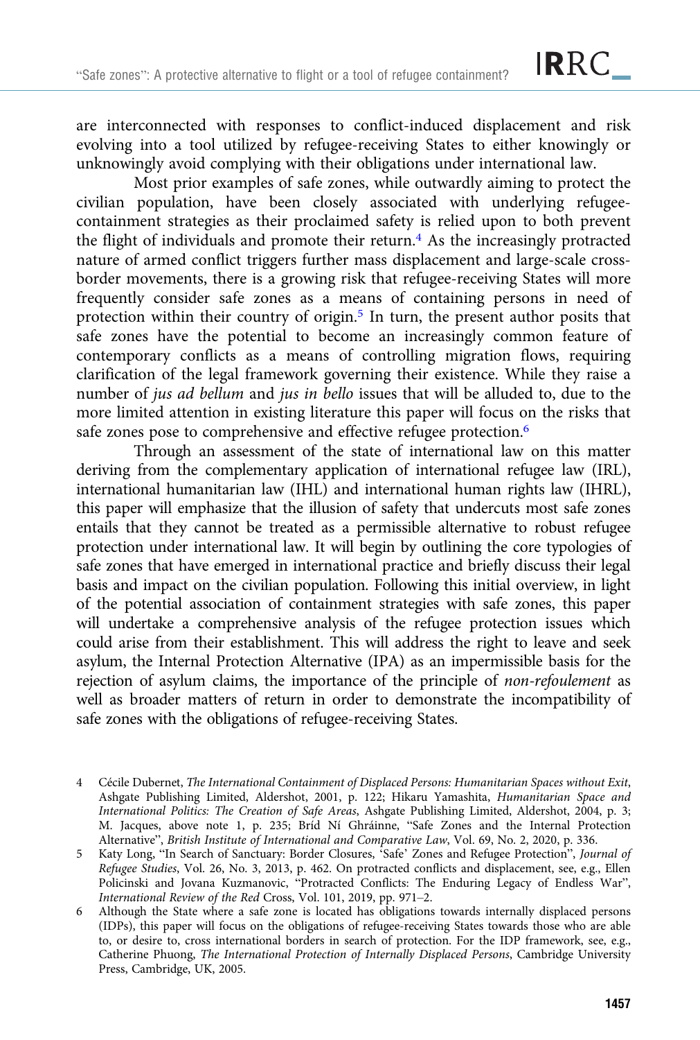are interconnected with responses to conflict-induced displacement and risk evolving into a tool utilized by refugee-receiving States to either knowingly or unknowingly avoid complying with their obligations under international law.

Most prior examples of safe zones, while outwardly aiming to protect the civilian population, have been closely associated with underlying refugee-containment strategies as their proclaimed safety is relied upon to both prevent the flight of individuals and promote their return.[4] As the increasingly protracted nature of armed conflict triggers further mass displacement and large-scale cross-border movements, there is a growing risk that refugee-receiving States will more frequently consider safe zones as a means of containing persons in need of protection within their country of origin.[5] In turn, the present author posits that safe zones have the potential to become an increasingly common feature of contemporary conflicts as a means of controlling migration flows, requiring clarification of the legal framework governing their existence. While they raise a number of *jus ad bellum* and *jus in bello* issues that will be alluded to, due to the more limited attention in existing literature this paper will focus on the risks that safe zones pose to comprehensive and effective refugee protection.[6]

Through an assessment of the state of international law on this matter deriving from the complementary application of international refugee law (IRL), international humanitarian law (IHL) and international human rights law (IHRL), this paper will emphasize that the illusion of safety that undercuts most safe zones entails that they cannot be treated as a permissible alternative to robust refugee protection under international law. It will begin by outlining the core typologies of safe zones that have emerged in international practice and briefly discuss their legal basis and impact on the civilian population. Following this initial overview, in light of the potential association of containment strategies with safe zones, this paper will undertake a comprehensive analysis of the refugee protection issues which could arise from their establishment. This will address the right to leave and seek asylum, the Internal Protection Alternative (IPA) as an impermissible basis for the rejection of asylum claims, the importance of the principle of *non-refoulement* as well as broader matters of return in order to demonstrate the incompatibility of safe zones with the obligations of refugee-receiving States.

4 Cécile Dubernet, *The International Containment of Displaced Persons: Humanitarian Spaces without Exit*, Ashgate Publishing Limited, Aldershot, 2001, p. 122; Hikaru Yamashita, *Humanitarian Space and International Politics: The Creation of Safe Areas*, Ashgate Publishing Limited, Aldershot, 2004, p. 3; M. Jacques, above note 1, p. 235; Bríd Ní Ghráinne, "Safe Zones and the Internal Protection Alternative", *British Institute of International and Comparative Law*, Vol. 69, No. 2, 2020, p. 336.

5 Katy Long, "In Search of Sanctuary: Border Closures, 'Safe' Zones and Refugee Protection", *Journal of Refugee Studies*, Vol. 26, No. 3, 2013, p. 462. On protracted conflicts and displacement, see, e.g., Ellen Policinski and Jovana Kuzmanovic, "Protracted Conflicts: The Enduring Legacy of Endless War", *International Review of the Red* Cross, Vol. 101, 2019, pp. 971–2.

6 Although the State where a safe zone is located has obligations towards internally displaced persons (IDPs), this paper will focus on the obligations of refugee-receiving States towards those who are able to, or desire to, cross international borders in search of protection. For the IDP framework, see, e.g., Catherine Phuong, *The International Protection of Internally Displaced Persons*, Cambridge University Press, Cambridge, UK, 2005.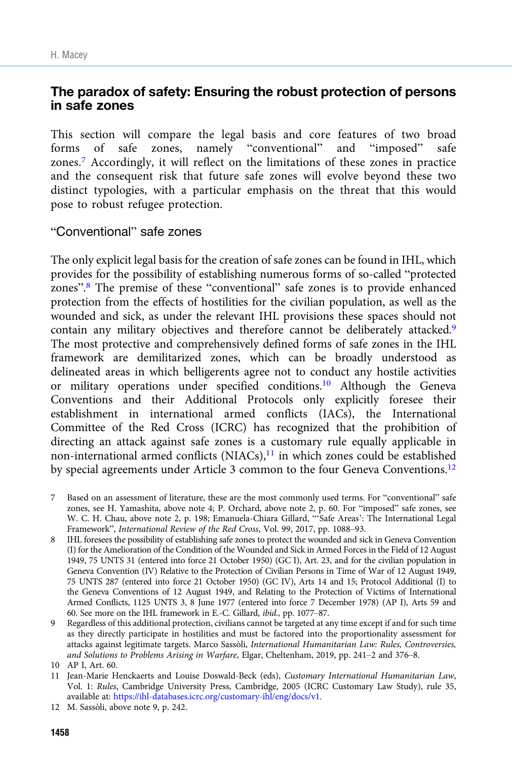## The paradox of safety: Ensuring the robust protection of persons in safe zones

This section will compare the legal basis and core features of two broad forms of safe zones, namely "conventional" and "imposed" safe zones.[7] Accordingly, it will reflect on the limitations of these zones in practice and the consequent risk that future safe zones will evolve beyond these two distinct typologies, with a particular emphasis on the threat that this would pose to robust refugee protection.

### "Conventional" safe zones

The only explicit legal basis for the creation of safe zones can be found in IHL, which provides for the possibility of establishing numerous forms of so-called "protected zones".[8] The premise of these "conventional" safe zones is to provide enhanced protection from the effects of hostilities for the civilian population, as well as the wounded and sick, as under the relevant IHL provisions these spaces should not contain any military objectives and therefore cannot be deliberately attacked.[9] The most protective and comprehensively defined forms of safe zones in the IHL framework are demilitarized zones, which can be broadly understood as delineated areas in which belligerents agree not to conduct any hostile activities or military operations under specified conditions.[10] Although the Geneva Conventions and their Additional Protocols only explicitly foresee their establishment in international armed conflicts (IACs), the International Committee of the Red Cross (ICRC) has recognized that the prohibition of directing an attack against safe zones is a customary rule equally applicable in non-international armed conflicts (NIACs),[11] in which zones could be established by special agreements under Article 3 common to the four Geneva Conventions.[12]

7 Based on an assessment of literature, these are the most commonly used terms. For "conventional" safe zones, see H. Yamashita, above note 4; P. Orchard, above note 2, p. 60. For "imposed" safe zones, see W. C. H. Chau, above note 2, p. 198; Emanuela-Chiara Gillard, "'Safe Areas': The International Legal Framework", *International Review of the Red Cross*, Vol. 99, 2017, pp. 1088–93.

8 IHL foresees the possibility of establishing safe zones to protect the wounded and sick in Geneva Convention (I) for the Amelioration of the Condition of the Wounded and Sick in Armed Forces in the Field of 12 August 1949, 75 UNTS 31 (entered into force 21 October 1950) (GC I), Art. 23, and for the civilian population in Geneva Convention (IV) Relative to the Protection of Civilian Persons in Time of War of 12 August 1949, 75 UNTS 287 (entered into force 21 October 1950) (GC IV), Arts 14 and 15; Protocol Additional (I) to the Geneva Conventions of 12 August 1949, and Relating to the Protection of Victims of International Armed Conflicts, 1125 UNTS 3, 8 June 1977 (entered into force 7 December 1978) (AP I), Arts 59 and 60. See more on the IHL framework in E.-C. Gillard, *ibid.*, pp. 1077–87.

9 Regardless of this additional protection, civilians cannot be targeted at any time except if and for such time as they directly participate in hostilities and must be factored into the proportionality assessment for attacks against legitimate targets. Marco Sassòli, *International Humanitarian Law: Rules, Controversies, and Solutions to Problems Arising in Warfare*, Elgar, Cheltenham, 2019, pp. 241–2 and 376–8.

10 AP I, Art. 60.

11 Jean-Marie Henckaerts and Louise Doswald-Beck (eds), *Customary International Humanitarian Law*, Vol. 1: *Rules*, Cambridge University Press, Cambridge, 2005 (ICRC Customary Law Study), rule 35, available at: https://ihl-databases.icrc.org/customary-ihl/eng/docs/v1.

12 M. Sassòli, above note 9, p. 242.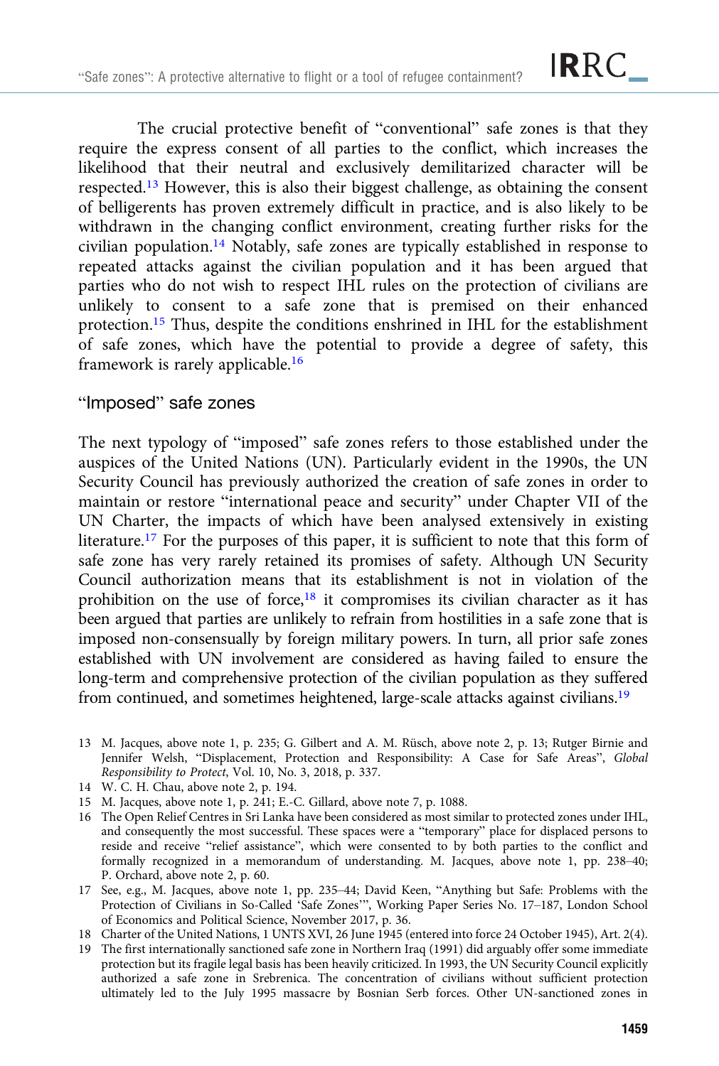The crucial protective benefit of "conventional" safe zones is that they require the express consent of all parties to the conflict, which increases the likelihood that their neutral and exclusively demilitarized character will be respected.[13] However, this is also their biggest challenge, as obtaining the consent of belligerents has proven extremely difficult in practice, and is also likely to be withdrawn in the changing conflict environment, creating further risks for the civilian population.[14] Notably, safe zones are typically established in response to repeated attacks against the civilian population and it has been argued that parties who do not wish to respect IHL rules on the protection of civilians are unlikely to consent to a safe zone that is premised on their enhanced protection.[15] Thus, despite the conditions enshrined in IHL for the establishment of safe zones, which have the potential to provide a degree of safety, this framework is rarely applicable.[16]

### "Imposed" safe zones

The next typology of "imposed" safe zones refers to those established under the auspices of the United Nations (UN). Particularly evident in the 1990s, the UN Security Council has previously authorized the creation of safe zones in order to maintain or restore "international peace and security" under Chapter VII of the UN Charter, the impacts of which have been analysed extensively in existing literature.[17] For the purposes of this paper, it is sufficient to note that this form of safe zone has very rarely retained its promises of safety. Although UN Security Council authorization means that its establishment is not in violation of the prohibition on the use of force,[18] it compromises its civilian character as it has been argued that parties are unlikely to refrain from hostilities in a safe zone that is imposed non-consensually by foreign military powers. In turn, all prior safe zones established with UN involvement are considered as having failed to ensure the long-term and comprehensive protection of the civilian population as they suffered from continued, and sometimes heightened, large-scale attacks against civilians.[19]

13 M. Jacques, above note 1, p. 235; G. Gilbert and A. M. Rüsch, above note 2, p. 13; Rutger Birnie and Jennifer Welsh, "Displacement, Protection and Responsibility: A Case for Safe Areas", *Global Responsibility to Protect*, Vol. 10, No. 3, 2018, p. 337.

14 W. C. H. Chau, above note 2, p. 194.

15 M. Jacques, above note 1, p. 241; E.-C. Gillard, above note 7, p. 1088.

16 The Open Relief Centres in Sri Lanka have been considered as most similar to protected zones under IHL, and consequently the most successful. These spaces were a "temporary" place for displaced persons to reside and receive "relief assistance", which were consented to by both parties to the conflict and formally recognized in a memorandum of understanding. M. Jacques, above note 1, pp. 238–40; P. Orchard, above note 2, p. 60.

17 See, e.g., M. Jacques, above note 1, pp. 235–44; David Keen, "Anything but Safe: Problems with the Protection of Civilians in So-Called 'Safe Zones'", Working Paper Series No. 17–187, London School of Economics and Political Science, November 2017, p. 36.

18 Charter of the United Nations, 1 UNTS XVI, 26 June 1945 (entered into force 24 October 1945), Art. 2(4).

19 The first internationally sanctioned safe zone in Northern Iraq (1991) did arguably offer some immediate protection but its fragile legal basis has been heavily criticized. In 1993, the UN Security Council explicitly authorized a safe zone in Srebrenica. The concentration of civilians without sufficient protection ultimately led to the July 1995 massacre by Bosnian Serb forces. Other UN-sanctioned zones in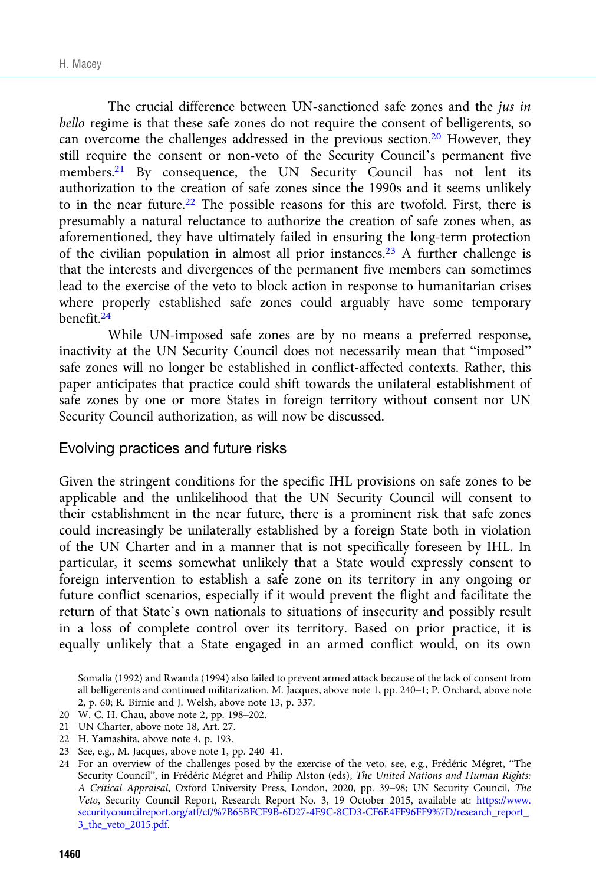The crucial difference between UN-sanctioned safe zones and the *jus in bello* regime is that these safe zones do not require the consent of belligerents, so can overcome the challenges addressed in the previous section.[20] However, they still require the consent or non-veto of the Security Council's permanent five members.[21] By consequence, the UN Security Council has not lent its authorization to the creation of safe zones since the 1990s and it seems unlikely to in the near future.[22] The possible reasons for this are twofold. First, there is presumably a natural reluctance to authorize the creation of safe zones when, as aforementioned, they have ultimately failed in ensuring the long-term protection of the civilian population in almost all prior instances.[23] A further challenge is that the interests and divergences of the permanent five members can sometimes lead to the exercise of the veto to block action in response to humanitarian crises where properly established safe zones could arguably have some temporary benefit.[24]

While UN-imposed safe zones are by no means a preferred response, inactivity at the UN Security Council does not necessarily mean that "imposed" safe zones will no longer be established in conflict-affected contexts. Rather, this paper anticipates that practice could shift towards the unilateral establishment of safe zones by one or more States in foreign territory without consent nor UN Security Council authorization, as will now be discussed.

## Evolving practices and future risks

Given the stringent conditions for the specific IHL provisions on safe zones to be applicable and the unlikelihood that the UN Security Council will consent to their establishment in the near future, there is a prominent risk that safe zones could increasingly be unilaterally established by a foreign State both in violation of the UN Charter and in a manner that is not specifically foreseen by IHL. In particular, it seems somewhat unlikely that a State would expressly consent to foreign intervention to establish a safe zone on its territory in any ongoing or future conflict scenarios, especially if it would prevent the flight and facilitate the return of that State's own nationals to situations of insecurity and possibly result in a loss of complete control over its territory. Based on prior practice, it is equally unlikely that a State engaged in an armed conflict would, on its own

Somalia (1992) and Rwanda (1994) also failed to prevent armed attack because of the lack of consent from all belligerents and continued militarization. M. Jacques, above note 1, pp. 240–1; P. Orchard, above note 2, p. 60; R. Birnie and J. Welsh, above note 13, p. 337.

20 W. C. H. Chau, above note 2, pp. 198–202.

21 UN Charter, above note 18, Art. 27.

22 H. Yamashita, above note 4, p. 193.

23 See, e.g., M. Jacques, above note 1, pp. 240–41.

24 For an overview of the challenges posed by the exercise of the veto, see, e.g., Frédéric Mégret, "The Security Council", in Frédéric Mégret and Philip Alston (eds), *The United Nations and Human Rights: A Critical Appraisal*, Oxford University Press, London, 2020, pp. 39–98; UN Security Council, *The Veto*, Security Council Report, Research Report No. 3, 19 October 2015, available at: https://www.securitycouncilreport.org/atf/cf/%7B65BFCF9B-6D27-4E9C-8CD3-CF6E4FF96FF9%7D/research_report_3_the_veto_2015.pdf.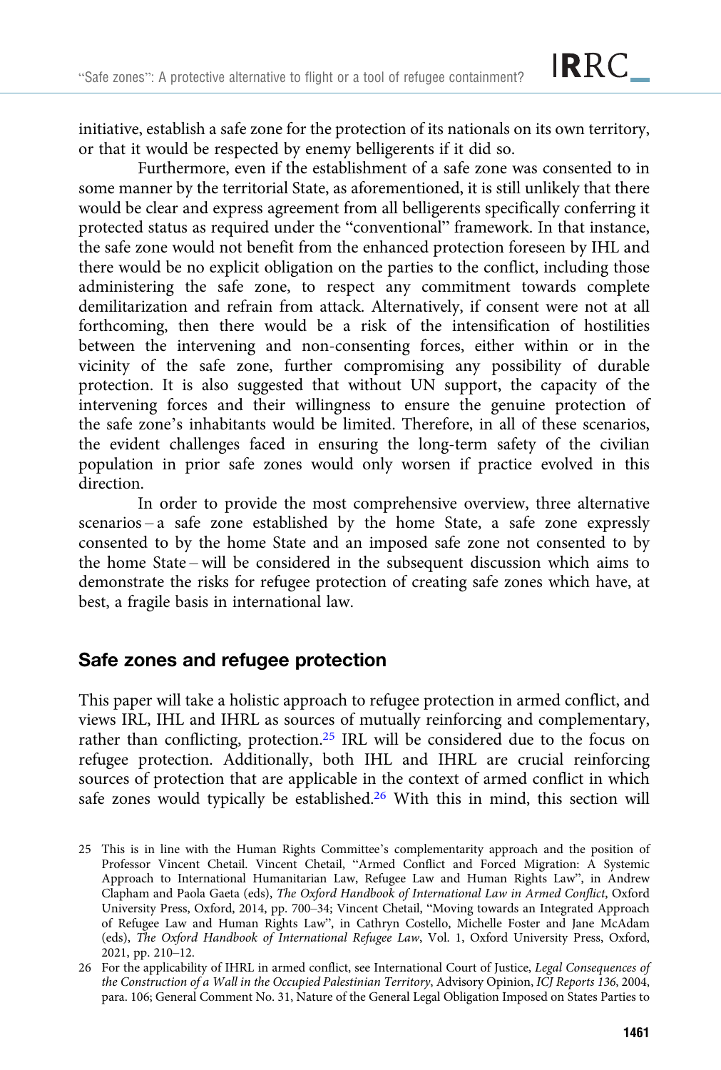initiative, establish a safe zone for the protection of its nationals on its own territory, or that it would be respected by enemy belligerents if it did so.

Furthermore, even if the establishment of a safe zone was consented to in some manner by the territorial State, as aforementioned, it is still unlikely that there would be clear and express agreement from all belligerents specifically conferring it protected status as required under the "conventional" framework. In that instance, the safe zone would not benefit from the enhanced protection foreseen by IHL and there would be no explicit obligation on the parties to the conflict, including those administering the safe zone, to respect any commitment towards complete demilitarization and refrain from attack. Alternatively, if consent were not at all forthcoming, then there would be a risk of the intensification of hostilities between the intervening and non-consenting forces, either within or in the vicinity of the safe zone, further compromising any possibility of durable protection. It is also suggested that without UN support, the capacity of the intervening forces and their willingness to ensure the genuine protection of the safe zone's inhabitants would be limited. Therefore, in all of these scenarios, the evident challenges faced in ensuring the long-term safety of the civilian population in prior safe zones would only worsen if practice evolved in this direction.

In order to provide the most comprehensive overview, three alternative scenarios – a safe zone established by the home State, a safe zone expressly consented to by the home State and an imposed safe zone not consented to by the home State – will be considered in the subsequent discussion which aims to demonstrate the risks for refugee protection of creating safe zones which have, at best, a fragile basis in international law.

## Safe zones and refugee protection

This paper will take a holistic approach to refugee protection in armed conflict, and views IRL, IHL and IHRL as sources of mutually reinforcing and complementary, rather than conflicting, protection.[25] IRL will be considered due to the focus on refugee protection. Additionally, both IHL and IHRL are crucial reinforcing sources of protection that are applicable in the context of armed conflict in which safe zones would typically be established.[26] With this in mind, this section will

25 This is in line with the Human Rights Committee's complementarity approach and the position of Professor Vincent Chetail. Vincent Chetail, "Armed Conflict and Forced Migration: A Systemic Approach to International Humanitarian Law, Refugee Law and Human Rights Law", in Andrew Clapham and Paola Gaeta (eds), *The Oxford Handbook of International Law in Armed Conflict*, Oxford University Press, Oxford, 2014, pp. 700–34; Vincent Chetail, "Moving towards an Integrated Approach of Refugee Law and Human Rights Law", in Cathryn Costello, Michelle Foster and Jane McAdam (eds), *The Oxford Handbook of International Refugee Law*, Vol. 1, Oxford University Press, Oxford, 2021, pp. 210–12.

26 For the applicability of IHRL in armed conflict, see International Court of Justice, *Legal Consequences of the Construction of a Wall in the Occupied Palestinian Territory*, Advisory Opinion, *ICJ Reports 136*, 2004, para. 106; General Comment No. 31, Nature of the General Legal Obligation Imposed on States Parties to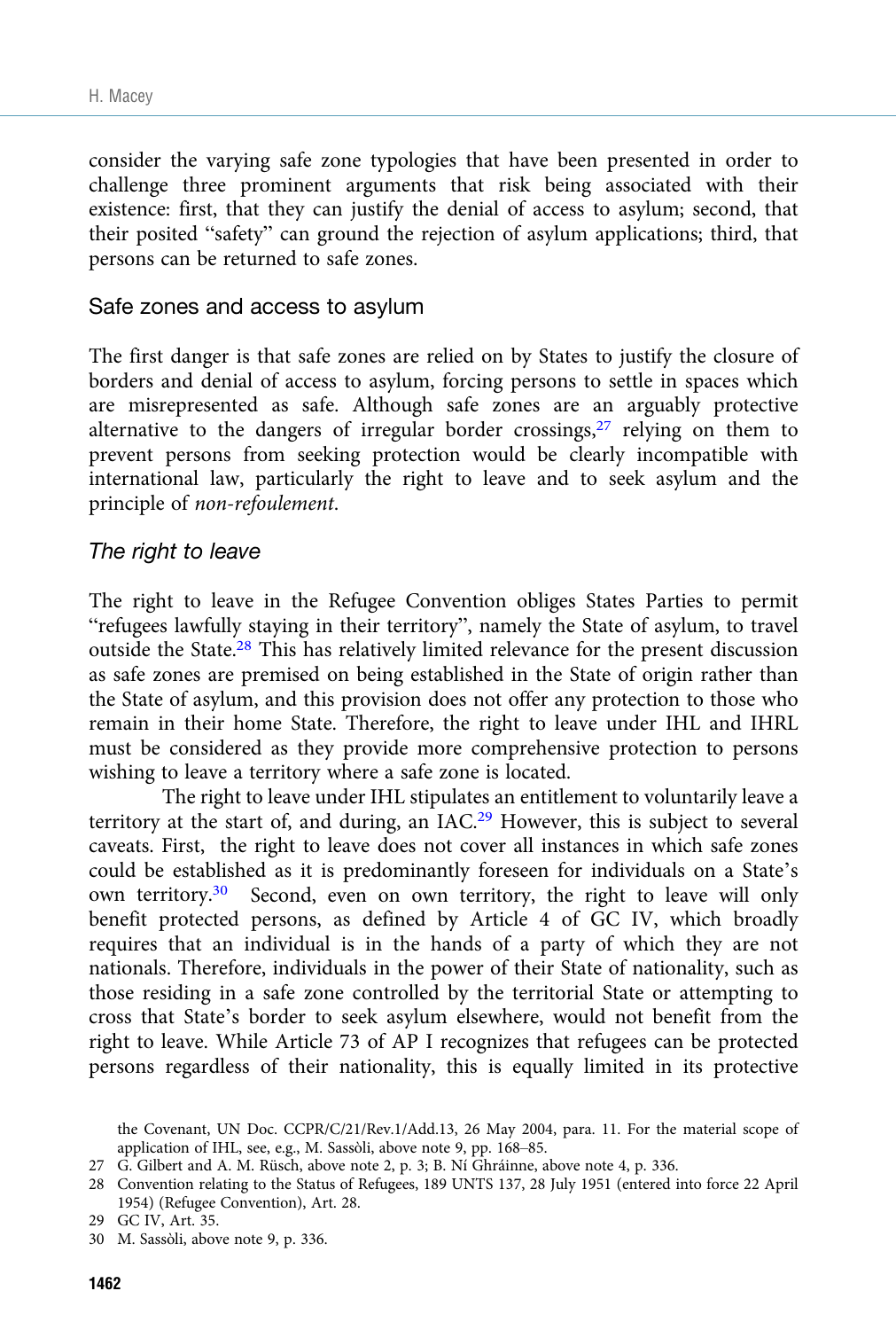consider the varying safe zone typologies that have been presented in order to challenge three prominent arguments that risk being associated with their existence: first, that they can justify the denial of access to asylum; second, that their posited "safety" can ground the rejection of asylum applications; third, that persons can be returned to safe zones.

## Safe zones and access to asylum

The first danger is that safe zones are relied on by States to justify the closure of borders and denial of access to asylum, forcing persons to settle in spaces which are misrepresented as safe. Although safe zones are an arguably protective alternative to the dangers of irregular border crossings,[27] relying on them to prevent persons from seeking protection would be clearly incompatible with international law, particularly the right to leave and to seek asylum and the principle of *non-refoulement*.

### *The right to leave*

The right to leave in the Refugee Convention obliges States Parties to permit "refugees lawfully staying in their territory", namely the State of asylum, to travel outside the State.[28] This has relatively limited relevance for the present discussion as safe zones are premised on being established in the State of origin rather than the State of asylum, and this provision does not offer any protection to those who remain in their home State. Therefore, the right to leave under IHL and IHRL must be considered as they provide more comprehensive protection to persons wishing to leave a territory where a safe zone is located.

The right to leave under IHL stipulates an entitlement to voluntarily leave a territory at the start of, and during, an IAC.[29] However, this is subject to several caveats. First, the right to leave does not cover all instances in which safe zones could be established as it is predominantly foreseen for individuals on a State's own territory.[30] Second, even on own territory, the right to leave will only benefit protected persons, as defined by Article 4 of GC IV, which broadly requires that an individual is in the hands of a party of which they are not nationals. Therefore, individuals in the power of their State of nationality, such as those residing in a safe zone controlled by the territorial State or attempting to cross that State's border to seek asylum elsewhere, would not benefit from the right to leave. While Article 73 of AP I recognizes that refugees can be protected persons regardless of their nationality, this is equally limited in its protective

the Covenant, UN Doc. CCPR/C/21/Rev.1/Add.13, 26 May 2004, para. 11. For the material scope of application of IHL, see, e.g., M. Sassòli, above note 9, pp. 168–85.

27 G. Gilbert and A. M. Rüsch, above note 2, p. 3; B. Ní Ghráinne, above note 4, p. 336.

28 Convention relating to the Status of Refugees, 189 UNTS 137, 28 July 1951 (entered into force 22 April 1954) (Refugee Convention), Art. 28.

29 GC IV, Art. 35.

30 M. Sassòli, above note 9, p. 336.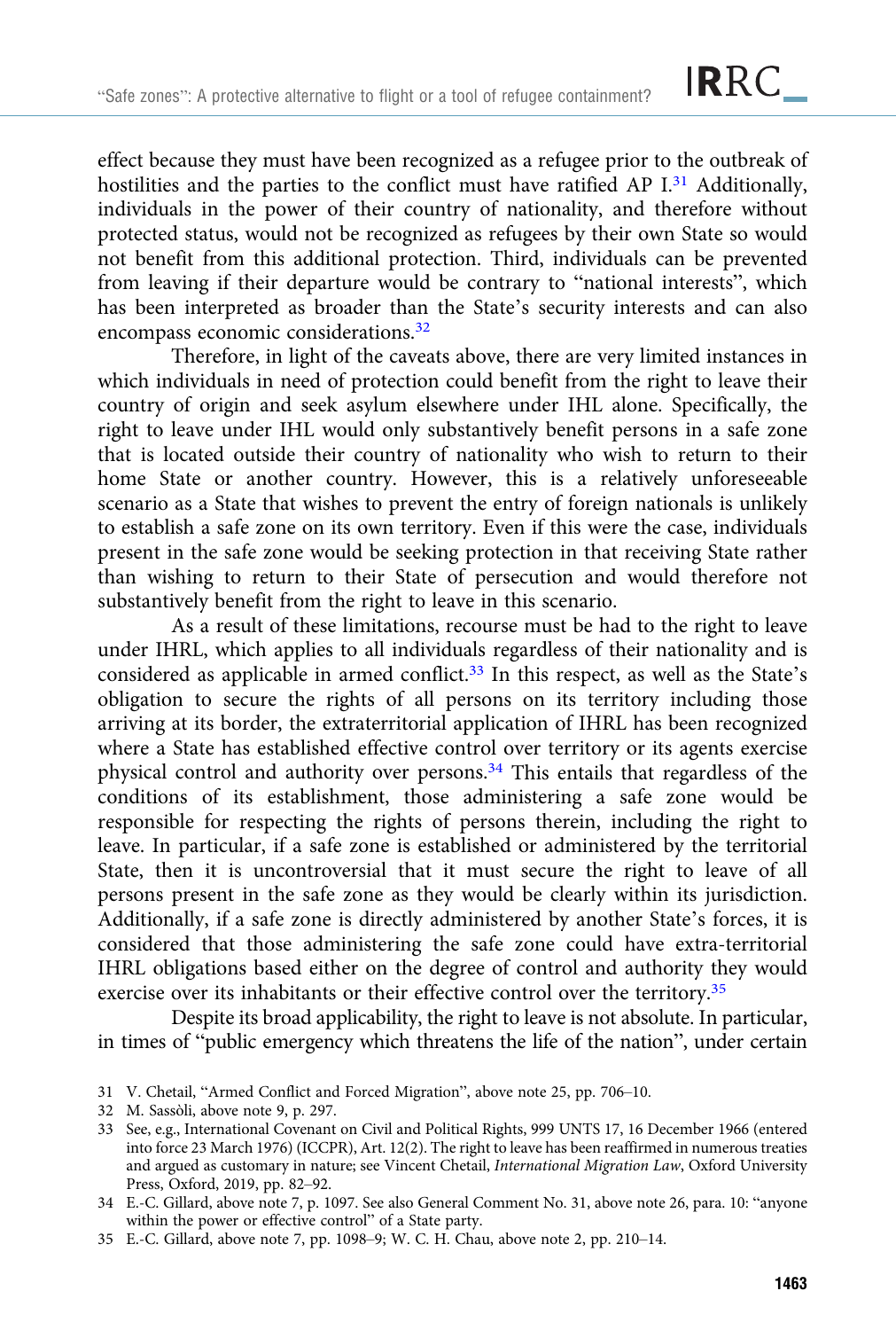effect because they must have been recognized as a refugee prior to the outbreak of hostilities and the parties to the conflict must have ratified AP I.[31] Additionally, individuals in the power of their country of nationality, and therefore without protected status, would not be recognized as refugees by their own State so would not benefit from this additional protection. Third, individuals can be prevented from leaving if their departure would be contrary to "national interests", which has been interpreted as broader than the State's security interests and can also encompass economic considerations.[32]

Therefore, in light of the caveats above, there are very limited instances in which individuals in need of protection could benefit from the right to leave their country of origin and seek asylum elsewhere under IHL alone. Specifically, the right to leave under IHL would only substantively benefit persons in a safe zone that is located outside their country of nationality who wish to return to their home State or another country. However, this is a relatively unforeseeable scenario as a State that wishes to prevent the entry of foreign nationals is unlikely to establish a safe zone on its own territory. Even if this were the case, individuals present in the safe zone would be seeking protection in that receiving State rather than wishing to return to their State of persecution and would therefore not substantively benefit from the right to leave in this scenario.

As a result of these limitations, recourse must be had to the right to leave under IHRL, which applies to all individuals regardless of their nationality and is considered as applicable in armed conflict.[33] In this respect, as well as the State's obligation to secure the rights of all persons on its territory including those arriving at its border, the extraterritorial application of IHRL has been recognized where a State has established effective control over territory or its agents exercise physical control and authority over persons.[34] This entails that regardless of the conditions of its establishment, those administering a safe zone would be responsible for respecting the rights of persons therein, including the right to leave. In particular, if a safe zone is established or administered by the territorial State, then it is uncontroversial that it must secure the right to leave of all persons present in the safe zone as they would be clearly within its jurisdiction. Additionally, if a safe zone is directly administered by another State's forces, it is considered that those administering the safe zone could have extra-territorial IHRL obligations based either on the degree of control and authority they would exercise over its inhabitants or their effective control over the territory.[35]

Despite its broad applicability, the right to leave is not absolute. In particular, in times of "public emergency which threatens the life of the nation", under certain

31 V. Chetail, "Armed Conflict and Forced Migration", above note 25, pp. 706–10.

32 M. Sassòli, above note 9, p. 297.

33 See, e.g., International Covenant on Civil and Political Rights, 999 UNTS 17, 16 December 1966 (entered into force 23 March 1976) (ICCPR), Art. 12(2). The right to leave has been reaffirmed in numerous treaties and argued as customary in nature; see Vincent Chetail, *International Migration Law*, Oxford University Press, Oxford, 2019, pp. 82–92.

34 E.-C. Gillard, above note 7, p. 1097. See also General Comment No. 31, above note 26, para. 10: "anyone within the power or effective control" of a State party.

35 E.-C. Gillard, above note 7, pp. 1098–9; W. C. H. Chau, above note 2, pp. 210–14.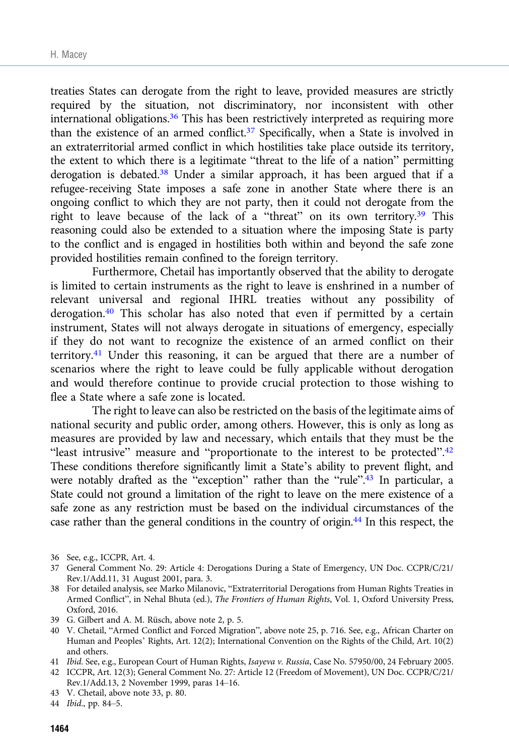treaties States can derogate from the right to leave, provided measures are strictly required by the situation, not discriminatory, nor inconsistent with other international obligations.[36] This has been restrictively interpreted as requiring more than the existence of an armed conflict.[37] Specifically, when a State is involved in an extraterritorial armed conflict in which hostilities take place outside its territory, the extent to which there is a legitimate "threat to the life of a nation" permitting derogation is debated.[38] Under a similar approach, it has been argued that if a refugee-receiving State imposes a safe zone in another State where there is an ongoing conflict to which they are not party, then it could not derogate from the right to leave because of the lack of a "threat" on its own territory.[39] This reasoning could also be extended to a situation where the imposing State is party to the conflict and is engaged in hostilities both within and beyond the safe zone provided hostilities remain confined to the foreign territory.

Furthermore, Chetail has importantly observed that the ability to derogate is limited to certain instruments as the right to leave is enshrined in a number of relevant universal and regional IHRL treaties without any possibility of derogation.[40] This scholar has also noted that even if permitted by a certain instrument, States will not always derogate in situations of emergency, especially if they do not want to recognize the existence of an armed conflict on their territory.[41] Under this reasoning, it can be argued that there are a number of scenarios where the right to leave could be fully applicable without derogation and would therefore continue to provide crucial protection to those wishing to flee a State where a safe zone is located.

The right to leave can also be restricted on the basis of the legitimate aims of national security and public order, among others. However, this is only as long as measures are provided by law and necessary, which entails that they must be the "least intrusive" measure and "proportionate to the interest to be protected".[42] These conditions therefore significantly limit a State's ability to prevent flight, and were notably drafted as the "exception" rather than the "rule".[43] In particular, a State could not ground a limitation of the right to leave on the mere existence of a safe zone as any restriction must be based on the individual circumstances of the case rather than the general conditions in the country of origin.[44] In this respect, the

36 See, e.g., ICCPR, Art. 4.

37 General Comment No. 29: Article 4: Derogations During a State of Emergency, UN Doc. CCPR/C/21/Rev.1/Add.11, 31 August 2001, para. 3.

38 For detailed analysis, see Marko Milanovic, "Extraterritorial Derogations from Human Rights Treaties in Armed Conflict", in Nehal Bhuta (ed.), *The Frontiers of Human Rights*, Vol. 1, Oxford University Press, Oxford, 2016.

39 G. Gilbert and A. M. Rüsch, above note 2, p. 5.

40 V. Chetail, "Armed Conflict and Forced Migration", above note 25, p. 716. See, e.g., African Charter on Human and Peoples' Rights, Art. 12(2); International Convention on the Rights of the Child, Art. 10(2) and others.

41 *Ibid.* See, e.g., European Court of Human Rights, *Isayeva v. Russia*, Case No. 57950/00, 24 February 2005.

42 ICCPR, Art. 12(3); General Comment No. 27: Article 12 (Freedom of Movement), UN Doc. CCPR/C/21/Rev.1/Add.13, 2 November 1999, paras 14–16.

43 V. Chetail, above note 33, p. 80.

44 *Ibid.*, pp. 84–5.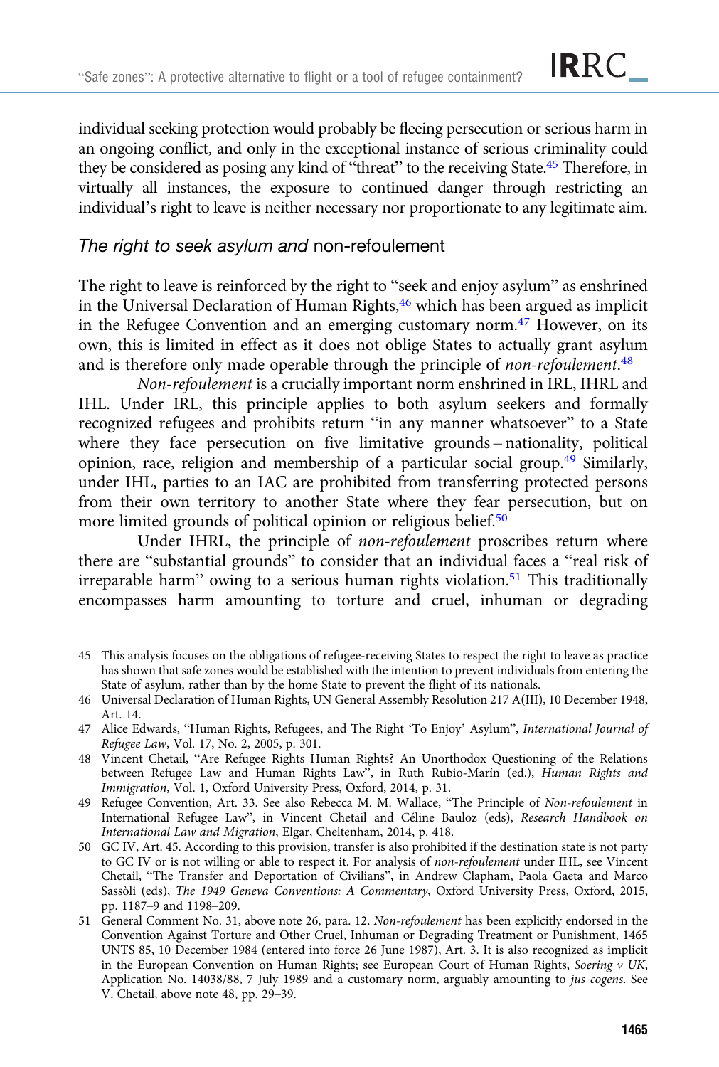individual seeking protection would probably be fleeing persecution or serious harm in an ongoing conflict, and only in the exceptional instance of serious criminality could they be considered as posing any kind of "threat" to the receiving State.[45] Therefore, in virtually all instances, the exposure to continued danger through restricting an individual's right to leave is neither necessary nor proportionate to any legitimate aim.

### *The right to seek asylum and* non-refoulement

The right to leave is reinforced by the right to "seek and enjoy asylum" as enshrined in the Universal Declaration of Human Rights,[46] which has been argued as implicit in the Refugee Convention and an emerging customary norm.[47] However, on its own, this is limited in effect as it does not oblige States to actually grant asylum and is therefore only made operable through the principle of *non-refoulement*.[48]

*Non-refoulement* is a crucially important norm enshrined in IRL, IHRL and IHL. Under IRL, this principle applies to both asylum seekers and formally recognized refugees and prohibits return "in any manner whatsoever" to a State where they face persecution on five limitative grounds – nationality, political opinion, race, religion and membership of a particular social group.[49] Similarly, under IHL, parties to an IAC are prohibited from transferring protected persons from their own territory to another State where they fear persecution, but on more limited grounds of political opinion or religious belief.[50]

Under IHRL, the principle of *non-refoulement* proscribes return where there are "substantial grounds" to consider that an individual faces a "real risk of irreparable harm" owing to a serious human rights violation.[51] This traditionally encompasses harm amounting to torture and cruel, inhuman or degrading

---

45 This analysis focuses on the obligations of refugee-receiving States to respect the right to leave as practice has shown that safe zones would be established with the intention to prevent individuals from entering the State of asylum, rather than by the home State to prevent the flight of its nationals.

46 Universal Declaration of Human Rights, UN General Assembly Resolution 217 A(III), 10 December 1948, Art. 14.

47 Alice Edwards, "Human Rights, Refugees, and The Right 'To Enjoy' Asylum", *International Journal of Refugee Law*, Vol. 17, No. 2, 2005, p. 301.

48 Vincent Chetail, "Are Refugee Rights Human Rights? An Unorthodox Questioning of the Relations between Refugee Law and Human Rights Law", in Ruth Rubio-Marín (ed.), *Human Rights and Immigration*, Vol. 1, Oxford University Press, Oxford, 2014, p. 31.

49 Refugee Convention, Art. 33. See also Rebecca M. M. Wallace, "The Principle of *Non-refoulement* in International Refugee Law", in Vincent Chetail and Céline Bauloz (eds), *Research Handbook on International Law and Migration*, Elgar, Cheltenham, 2014, p. 418.

50 GC IV, Art. 45. According to this provision, transfer is also prohibited if the destination state is not party to GC IV or is not willing or able to respect it. For analysis of *non-refoulement* under IHL, see Vincent Chetail, "The Transfer and Deportation of Civilians", in Andrew Clapham, Paola Gaeta and Marco Sassòli (eds), *The 1949 Geneva Conventions: A Commentary*, Oxford University Press, Oxford, 2015, pp. 1187–9 and 1198–209.

51 General Comment No. 31, above note 26, para. 12. *Non-refoulement* has been explicitly endorsed in the Convention Against Torture and Other Cruel, Inhuman or Degrading Treatment or Punishment, 1465 UNTS 85, 10 December 1984 (entered into force 26 June 1987), Art. 3. It is also recognized as implicit in the European Convention on Human Rights; see European Court of Human Rights, *Soering v UK*, Application No. 14038/88, 7 July 1989 and a customary norm, arguably amounting to *jus cogens*. See V. Chetail, above note 48, pp. 29–39.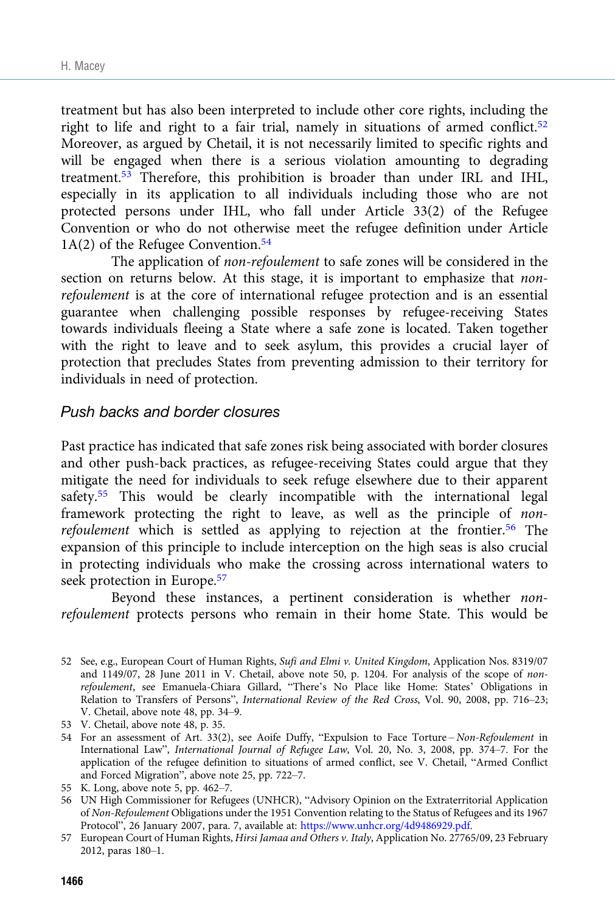treatment but has also been interpreted to include other core rights, including the right to life and right to a fair trial, namely in situations of armed conflict.[52] Moreover, as argued by Chetail, it is not necessarily limited to specific rights and will be engaged when there is a serious violation amounting to degrading treatment.[53] Therefore, this prohibition is broader than under IRL and IHL, especially in its application to all individuals including those who are not protected persons under IHL, who fall under Article 33(2) of the Refugee Convention or who do not otherwise meet the refugee definition under Article 1A(2) of the Refugee Convention.[54]

The application of *non-refoulement* to safe zones will be considered in the section on returns below. At this stage, it is important to emphasize that *non-refoulement* is at the core of international refugee protection and is an essential guarantee when challenging possible responses by refugee-receiving States towards individuals fleeing a State where a safe zone is located. Taken together with the right to leave and to seek asylum, this provides a crucial layer of protection that precludes States from preventing admission to their territory for individuals in need of protection.

### *Push backs and border closures*

Past practice has indicated that safe zones risk being associated with border closures and other push-back practices, as refugee-receiving States could argue that they mitigate the need for individuals to seek refuge elsewhere due to their apparent safety.[55] This would be clearly incompatible with the international legal framework protecting the right to leave, as well as the principle of *non-refoulement* which is settled as applying to rejection at the frontier.[56] The expansion of this principle to include interception on the high seas is also crucial in protecting individuals who make the crossing across international waters to seek protection in Europe.[57]

Beyond these instances, a pertinent consideration is whether *non-refoulement* protects persons who remain in their home State. This would be

52 See, e.g., European Court of Human Rights, *Sufi and Elmi v. United Kingdom*, Application Nos. 8319/07 and 1149/07, 28 June 2011 in V. Chetail, above note 50, p. 1204. For analysis of the scope of *non-refoulement*, see Emanuela-Chiara Gillard, "There's No Place like Home: States' Obligations in Relation to Transfers of Persons", *International Review of the Red Cross*, Vol. 90, 2008, pp. 716–23; V. Chetail, above note 48, pp. 34–9.

53 V. Chetail, above note 48, p. 35.

54 For an assessment of Art. 33(2), see Aoife Duffy, "Expulsion to Face Torture – *Non-Refoulement* in International Law", *International Journal of Refugee Law*, Vol. 20, No. 3, 2008, pp. 374–7. For the application of the refugee definition to situations of armed conflict, see V. Chetail, "Armed Conflict and Forced Migration", above note 25, pp. 722–7.

55 K. Long, above note 5, pp. 462–7.

56 UN High Commissioner for Refugees (UNHCR), "Advisory Opinion on the Extraterritorial Application of *Non-Refoulement* Obligations under the 1951 Convention relating to the Status of Refugees and its 1967 Protocol", 26 January 2007, para. 7, available at: https://www.unhcr.org/4d9486929.pdf.

57 European Court of Human Rights, *Hirsi Jamaa and Others v. Italy*, Application No. 27765/09, 23 February 2012, paras 180–1.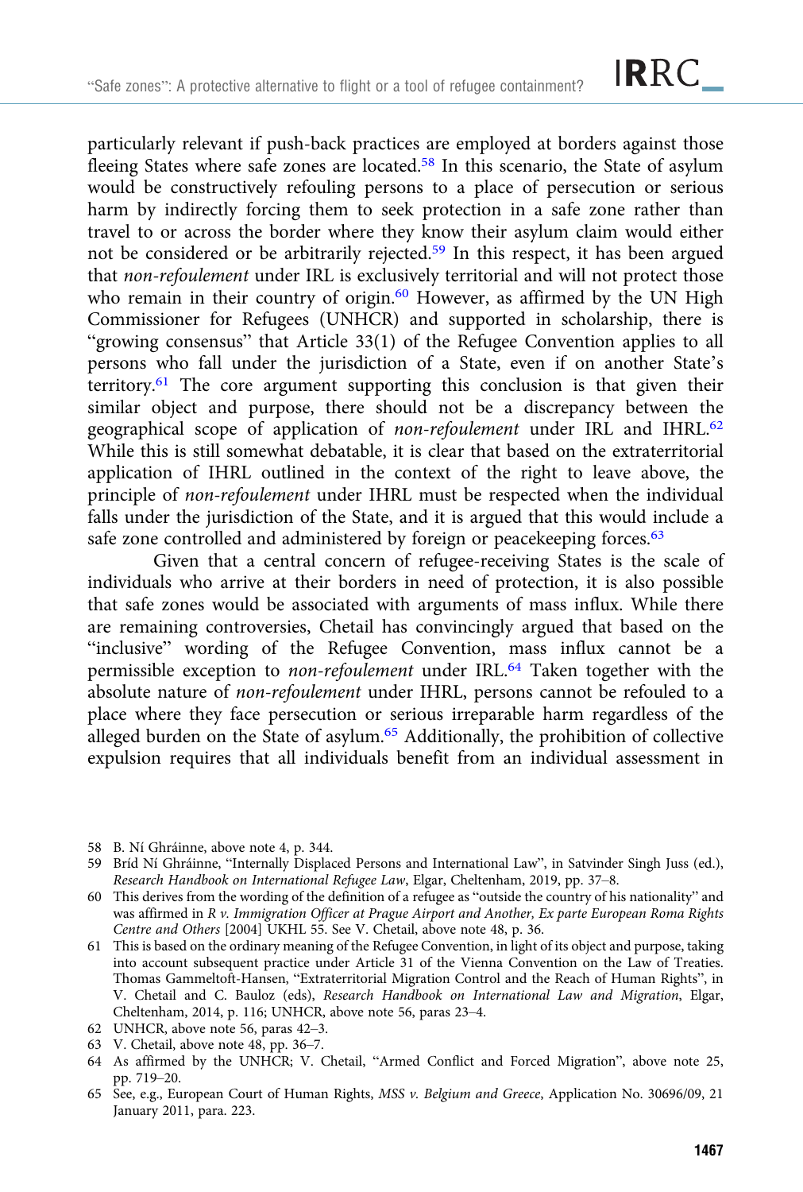particularly relevant if push-back practices are employed at borders against those fleeing States where safe zones are located.[58] In this scenario, the State of asylum would be constructively refouling persons to a place of persecution or serious harm by indirectly forcing them to seek protection in a safe zone rather than travel to or across the border where they know their asylum claim would either not be considered or be arbitrarily rejected.[59] In this respect, it has been argued that *non-refoulement* under IRL is exclusively territorial and will not protect those who remain in their country of origin.[60] However, as affirmed by the UN High Commissioner for Refugees (UNHCR) and supported in scholarship, there is "growing consensus" that Article 33(1) of the Refugee Convention applies to all persons who fall under the jurisdiction of a State, even if on another State's territory.[61] The core argument supporting this conclusion is that given their similar object and purpose, there should not be a discrepancy between the geographical scope of application of *non-refoulement* under IRL and IHRL.[62] While this is still somewhat debatable, it is clear that based on the extraterritorial application of IHRL outlined in the context of the right to leave above, the principle of *non-refoulement* under IHRL must be respected when the individual falls under the jurisdiction of the State, and it is argued that this would include a safe zone controlled and administered by foreign or peacekeeping forces.[63]

Given that a central concern of refugee-receiving States is the scale of individuals who arrive at their borders in need of protection, it is also possible that safe zones would be associated with arguments of mass influx. While there are remaining controversies, Chetail has convincingly argued that based on the "inclusive" wording of the Refugee Convention, mass influx cannot be a permissible exception to *non-refoulement* under IRL.[64] Taken together with the absolute nature of *non-refoulement* under IHRL, persons cannot be refouled to a place where they face persecution or serious irreparable harm regardless of the alleged burden on the State of asylum.[65] Additionally, the prohibition of collective expulsion requires that all individuals benefit from an individual assessment in

58 B. Ní Ghráinne, above note 4, p. 344.

59 Bríd Ní Ghráinne, "Internally Displaced Persons and International Law", in Satvinder Singh Juss (ed.), *Research Handbook on International Refugee Law*, Elgar, Cheltenham, 2019, pp. 37–8.

60 This derives from the wording of the definition of a refugee as "outside the country of his nationality" and was affirmed in *R v. Immigration Officer at Prague Airport and Another, Ex parte European Roma Rights Centre and Others* [2004] UKHL 55. See V. Chetail, above note 48, p. 36.

61 This is based on the ordinary meaning of the Refugee Convention, in light of its object and purpose, taking into account subsequent practice under Article 31 of the Vienna Convention on the Law of Treaties. Thomas Gammeltoft-Hansen, "Extraterritorial Migration Control and the Reach of Human Rights", in V. Chetail and C. Bauloz (eds), *Research Handbook on International Law and Migration*, Elgar, Cheltenham, 2014, p. 116; UNHCR, above note 56, paras 23–4.

62 UNHCR, above note 56, paras 42–3.

63 V. Chetail, above note 48, pp. 36–7.

64 As affirmed by the UNHCR; V. Chetail, "Armed Conflict and Forced Migration", above note 25, pp. 719–20.

65 See, e.g., European Court of Human Rights, *MSS v. Belgium and Greece*, Application No. 30696/09, 21 January 2011, para. 223.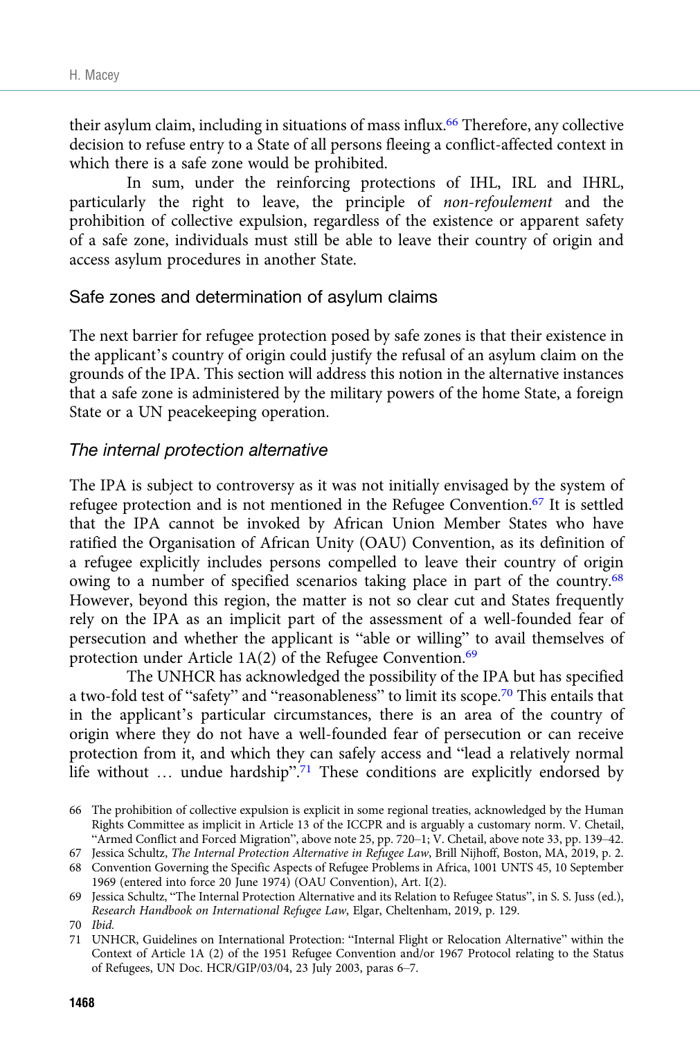their asylum claim, including in situations of mass influx.[66] Therefore, any collective decision to refuse entry to a State of all persons fleeing a conflict-affected context in which there is a safe zone would be prohibited.

In sum, under the reinforcing protections of IHL, IRL and IHRL, particularly the right to leave, the principle of *non-refoulement* and the prohibition of collective expulsion, regardless of the existence or apparent safety of a safe zone, individuals must still be able to leave their country of origin and access asylum procedures in another State.

## Safe zones and determination of asylum claims

The next barrier for refugee protection posed by safe zones is that their existence in the applicant's country of origin could justify the refusal of an asylum claim on the grounds of the IPA. This section will address this notion in the alternative instances that a safe zone is administered by the military powers of the home State, a foreign State or a UN peacekeeping operation.

### *The internal protection alternative*

The IPA is subject to controversy as it was not initially envisaged by the system of refugee protection and is not mentioned in the Refugee Convention.[67] It is settled that the IPA cannot be invoked by African Union Member States who have ratified the Organisation of African Unity (OAU) Convention, as its definition of a refugee explicitly includes persons compelled to leave their country of origin owing to a number of specified scenarios taking place in part of the country.[68] However, beyond this region, the matter is not so clear cut and States frequently rely on the IPA as an implicit part of the assessment of a well-founded fear of persecution and whether the applicant is "able or willing" to avail themselves of protection under Article 1A(2) of the Refugee Convention.[69]

The UNHCR has acknowledged the possibility of the IPA but has specified a two-fold test of "safety" and "reasonableness" to limit its scope.[70] This entails that in the applicant's particular circumstances, there is an area of the country of origin where they do not have a well-founded fear of persecution or can receive protection from it, and which they can safely access and "lead a relatively normal life without … undue hardship".[71] These conditions are explicitly endorsed by

---

66 The prohibition of collective expulsion is explicit in some regional treaties, acknowledged by the Human Rights Committee as implicit in Article 13 of the ICCPR and is arguably a customary norm. V. Chetail, "Armed Conflict and Forced Migration", above note 25, pp. 720–1; V. Chetail, above note 33, pp. 139–42.

67 Jessica Schultz, *The Internal Protection Alternative in Refugee Law*, Brill Nijhoff, Boston, MA, 2019, p. 2.

68 Convention Governing the Specific Aspects of Refugee Problems in Africa, 1001 UNTS 45, 10 September 1969 (entered into force 20 June 1974) (OAU Convention), Art. I(2).

69 Jessica Schultz, "The Internal Protection Alternative and its Relation to Refugee Status", in S. S. Juss (ed.), *Research Handbook on International Refugee Law*, Elgar, Cheltenham, 2019, p. 129.

70 *Ibid.*

71 UNHCR, Guidelines on International Protection: "Internal Flight or Relocation Alternative" within the Context of Article 1A (2) of the 1951 Refugee Convention and/or 1967 Protocol relating to the Status of Refugees, UN Doc. HCR/GIP/03/04, 23 July 2003, paras 6–7.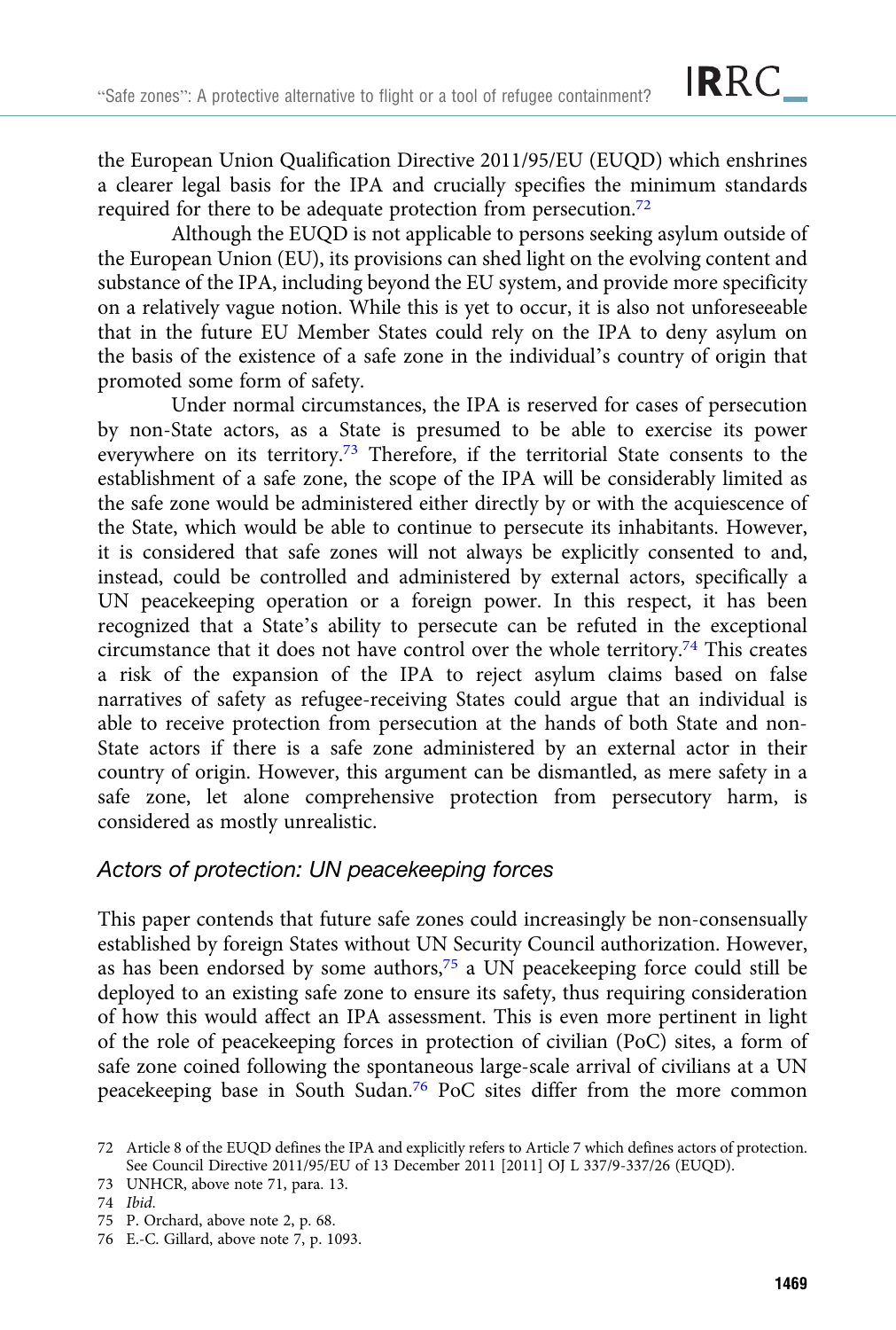the European Union Qualification Directive 2011/95/EU (EUQD) which enshrines a clearer legal basis for the IPA and crucially specifies the minimum standards required for there to be adequate protection from persecution.[72]

Although the EUQD is not applicable to persons seeking asylum outside of the European Union (EU), its provisions can shed light on the evolving content and substance of the IPA, including beyond the EU system, and provide more specificity on a relatively vague notion. While this is yet to occur, it is also not unforeseeable that in the future EU Member States could rely on the IPA to deny asylum on the basis of the existence of a safe zone in the individual's country of origin that promoted some form of safety.

Under normal circumstances, the IPA is reserved for cases of persecution by non-State actors, as a State is presumed to be able to exercise its power everywhere on its territory.[73] Therefore, if the territorial State consents to the establishment of a safe zone, the scope of the IPA will be considerably limited as the safe zone would be administered either directly by or with the acquiescence of the State, which would be able to continue to persecute its inhabitants. However, it is considered that safe zones will not always be explicitly consented to and, instead, could be controlled and administered by external actors, specifically a UN peacekeeping operation or a foreign power. In this respect, it has been recognized that a State's ability to persecute can be refuted in the exceptional circumstance that it does not have control over the whole territory.[74] This creates a risk of the expansion of the IPA to reject asylum claims based on false narratives of safety as refugee-receiving States could argue that an individual is able to receive protection from persecution at the hands of both State and non-State actors if there is a safe zone administered by an external actor in their country of origin. However, this argument can be dismantled, as mere safety in a safe zone, let alone comprehensive protection from persecutory harm, is considered as mostly unrealistic.

### *Actors of protection: UN peacekeeping forces*

This paper contends that future safe zones could increasingly be non-consensually established by foreign States without UN Security Council authorization. However, as has been endorsed by some authors,[75] a UN peacekeeping force could still be deployed to an existing safe zone to ensure its safety, thus requiring consideration of how this would affect an IPA assessment. This is even more pertinent in light of the role of peacekeeping forces in protection of civilian (PoC) sites, a form of safe zone coined following the spontaneous large-scale arrival of civilians at a UN peacekeeping base in South Sudan.[76] PoC sites differ from the more common

72 Article 8 of the EUQD defines the IPA and explicitly refers to Article 7 which defines actors of protection. See Council Directive 2011/95/EU of 13 December 2011 [2011] OJ L 337/9-337/26 (EUQD).

73 UNHCR, above note 71, para. 13.

74 *Ibid.*

75 P. Orchard, above note 2, p. 68.

76 E.-C. Gillard, above note 7, p. 1093.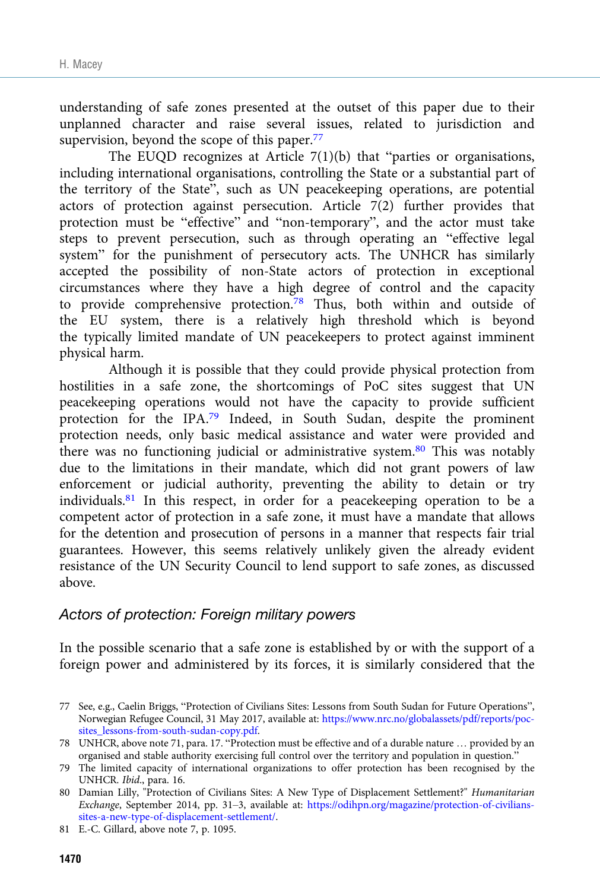understanding of safe zones presented at the outset of this paper due to their unplanned character and raise several issues, related to jurisdiction and supervision, beyond the scope of this paper.[77]

The EUQD recognizes at Article 7(1)(b) that "parties or organisations, including international organisations, controlling the State or a substantial part of the territory of the State", such as UN peacekeeping operations, are potential actors of protection against persecution. Article 7(2) further provides that protection must be "effective" and "non-temporary", and the actor must take steps to prevent persecution, such as through operating an "effective legal system" for the punishment of persecutory acts. The UNHCR has similarly accepted the possibility of non-State actors of protection in exceptional circumstances where they have a high degree of control and the capacity to provide comprehensive protection.[78] Thus, both within and outside of the EU system, there is a relatively high threshold which is beyond the typically limited mandate of UN peacekeepers to protect against imminent physical harm.

Although it is possible that they could provide physical protection from hostilities in a safe zone, the shortcomings of PoC sites suggest that UN peacekeeping operations would not have the capacity to provide sufficient protection for the IPA.[79] Indeed, in South Sudan, despite the prominent protection needs, only basic medical assistance and water were provided and there was no functioning judicial or administrative system.[80] This was notably due to the limitations in their mandate, which did not grant powers of law enforcement or judicial authority, preventing the ability to detain or try individuals.[81] In this respect, in order for a peacekeeping operation to be a competent actor of protection in a safe zone, it must have a mandate that allows for the detention and prosecution of persons in a manner that respects fair trial guarantees. However, this seems relatively unlikely given the already evident resistance of the UN Security Council to lend support to safe zones, as discussed above.

### *Actors of protection: Foreign military powers*

In the possible scenario that a safe zone is established by or with the support of a foreign power and administered by its forces, it is similarly considered that the

---

77 See, e.g., Caelin Briggs, "Protection of Civilians Sites: Lessons from South Sudan for Future Operations", Norwegian Refugee Council, 31 May 2017, available at: https://www.nrc.no/globalassets/pdf/reports/poc-sites_lessons-from-south-sudan-copy.pdf.

78 UNHCR, above note 71, para. 17. "Protection must be effective and of a durable nature … provided by an organised and stable authority exercising full control over the territory and population in question."

79 The limited capacity of international organizations to offer protection has been recognised by the UNHCR. *Ibid*., para. 16.

80 Damian Lilly, "Protection of Civilians Sites: A New Type of Displacement Settlement?" *Humanitarian Exchange*, September 2014, pp. 31–3, available at: https://odihpn.org/magazine/protection-of-civilians-sites-a-new-type-of-displacement-settlement/.

81 E.-C. Gillard, above note 7, p. 1095.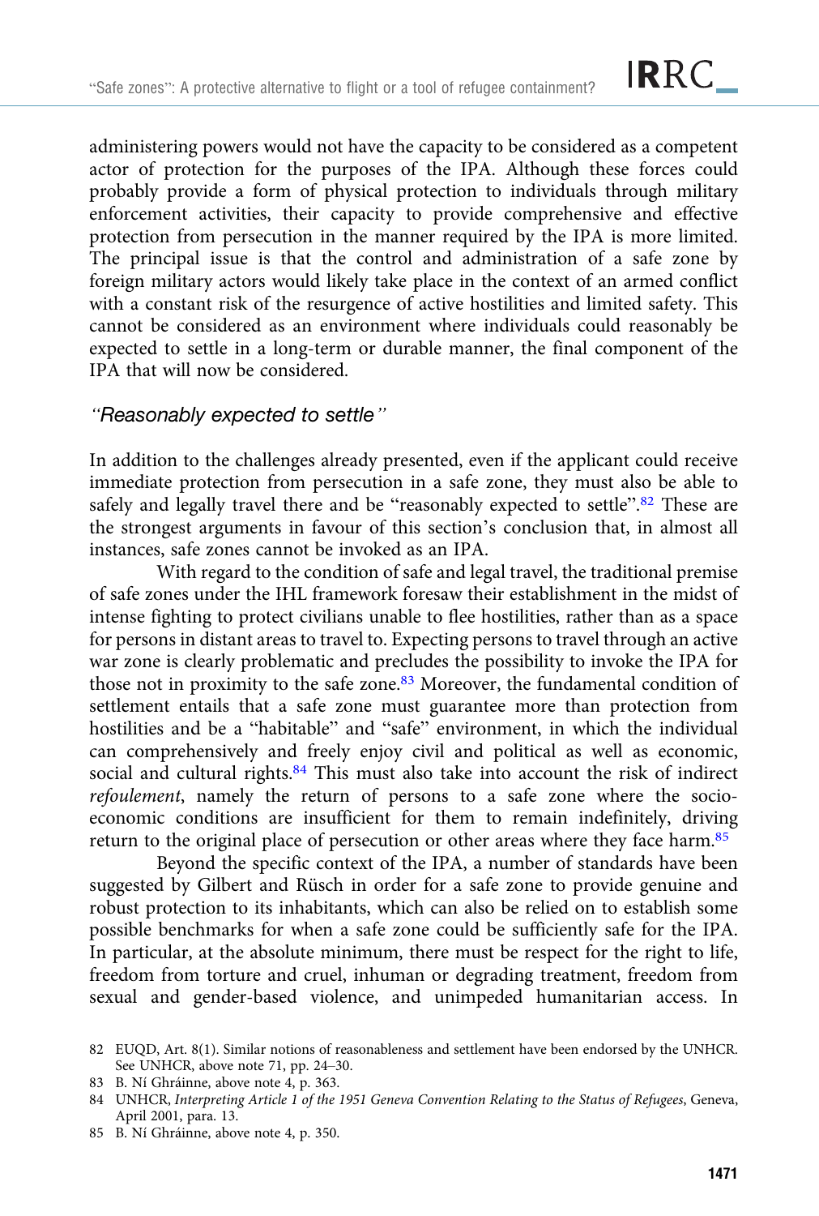administering powers would not have the capacity to be considered as a competent actor of protection for the purposes of the IPA. Although these forces could probably provide a form of physical protection to individuals through military enforcement activities, their capacity to provide comprehensive and effective protection from persecution in the manner required by the IPA is more limited. The principal issue is that the control and administration of a safe zone by foreign military actors would likely take place in the context of an armed conflict with a constant risk of the resurgence of active hostilities and limited safety. This cannot be considered as an environment where individuals could reasonably be expected to settle in a long-term or durable manner, the final component of the IPA that will now be considered.

### *"Reasonably expected to settle"*

In addition to the challenges already presented, even if the applicant could receive immediate protection from persecution in a safe zone, they must also be able to safely and legally travel there and be "reasonably expected to settle".[82] These are the strongest arguments in favour of this section's conclusion that, in almost all instances, safe zones cannot be invoked as an IPA.

With regard to the condition of safe and legal travel, the traditional premise of safe zones under the IHL framework foresaw their establishment in the midst of intense fighting to protect civilians unable to flee hostilities, rather than as a space for persons in distant areas to travel to. Expecting persons to travel through an active war zone is clearly problematic and precludes the possibility to invoke the IPA for those not in proximity to the safe zone.[83] Moreover, the fundamental condition of settlement entails that a safe zone must guarantee more than protection from hostilities and be a "habitable" and "safe" environment, in which the individual can comprehensively and freely enjoy civil and political as well as economic, social and cultural rights.[84] This must also take into account the risk of indirect *refoulement*, namely the return of persons to a safe zone where the socio-economic conditions are insufficient for them to remain indefinitely, driving return to the original place of persecution or other areas where they face harm.[85]

Beyond the specific context of the IPA, a number of standards have been suggested by Gilbert and Rüsch in order for a safe zone to provide genuine and robust protection to its inhabitants, which can also be relied on to establish some possible benchmarks for when a safe zone could be sufficiently safe for the IPA. In particular, at the absolute minimum, there must be respect for the right to life, freedom from torture and cruel, inhuman or degrading treatment, freedom from sexual and gender-based violence, and unimpeded humanitarian access. In

82 EUQD, Art. 8(1). Similar notions of reasonableness and settlement have been endorsed by the UNHCR. See UNHCR, above note 71, pp. 24–30.

83 B. Ní Ghráinne, above note 4, p. 363.

84 UNHCR, *Interpreting Article 1 of the 1951 Geneva Convention Relating to the Status of Refugees*, Geneva, April 2001, para. 13.

85 B. Ní Ghráinne, above note 4, p. 350.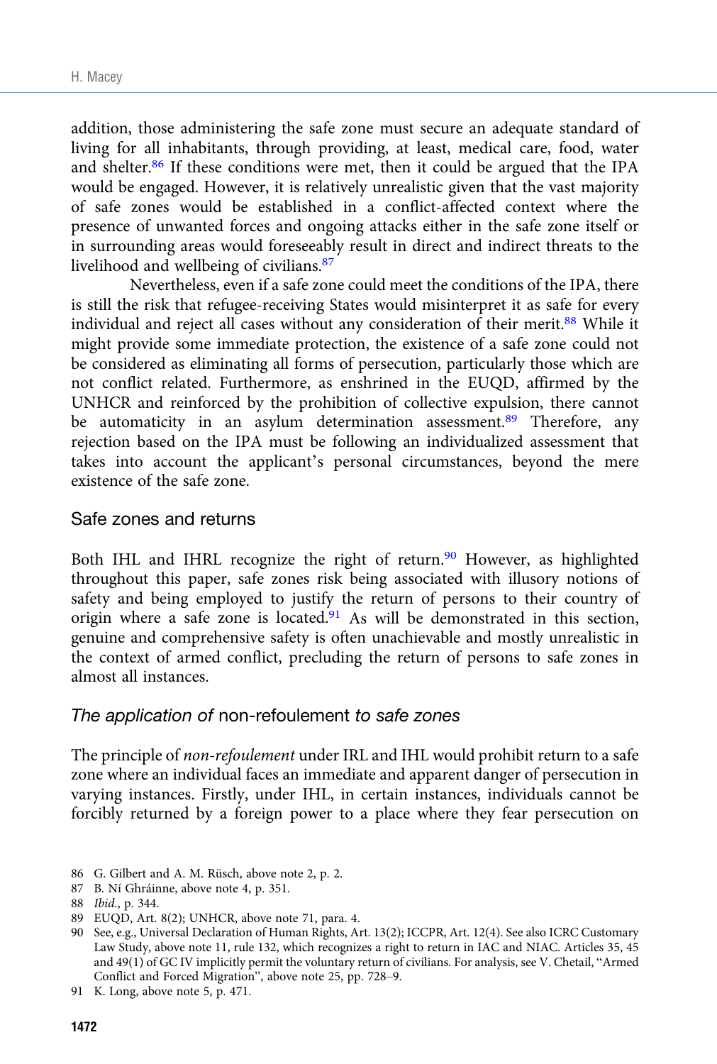addition, those administering the safe zone must secure an adequate standard of living for all inhabitants, through providing, at least, medical care, food, water and shelter.[86] If these conditions were met, then it could be argued that the IPA would be engaged. However, it is relatively unrealistic given that the vast majority of safe zones would be established in a conflict-affected context where the presence of unwanted forces and ongoing attacks either in the safe zone itself or in surrounding areas would foreseeably result in direct and indirect threats to the livelihood and wellbeing of civilians.[87]

Nevertheless, even if a safe zone could meet the conditions of the IPA, there is still the risk that refugee-receiving States would misinterpret it as safe for every individual and reject all cases without any consideration of their merit.[88] While it might provide some immediate protection, the existence of a safe zone could not be considered as eliminating all forms of persecution, particularly those which are not conflict related. Furthermore, as enshrined in the EUQD, affirmed by the UNHCR and reinforced by the prohibition of collective expulsion, there cannot be automaticity in an asylum determination assessment.[89] Therefore, any rejection based on the IPA must be following an individualized assessment that takes into account the applicant's personal circumstances, beyond the mere existence of the safe zone.

## Safe zones and returns

Both IHL and IHRL recognize the right of return.[90] However, as highlighted throughout this paper, safe zones risk being associated with illusory notions of safety and being employed to justify the return of persons to their country of origin where a safe zone is located.[91] As will be demonstrated in this section, genuine and comprehensive safety is often unachievable and mostly unrealistic in the context of armed conflict, precluding the return of persons to safe zones in almost all instances.

### *The application of* non-refoulement *to safe zones*

The principle of *non-refoulement* under IRL and IHL would prohibit return to a safe zone where an individual faces an immediate and apparent danger of persecution in varying instances. Firstly, under IHL, in certain instances, individuals cannot be forcibly returned by a foreign power to a place where they fear persecution on

86 G. Gilbert and A. M. Rüsch, above note 2, p. 2.

87 B. Ní Ghráinne, above note 4, p. 351.

88 *Ibid.*, p. 344.

89 EUQD, Art. 8(2); UNHCR, above note 71, para. 4.

90 See, e.g., Universal Declaration of Human Rights, Art. 13(2); ICCPR, Art. 12(4). See also ICRC Customary Law Study, above note 11, rule 132, which recognizes a right to return in IAC and NIAC. Articles 35, 45 and 49(1) of GC IV implicitly permit the voluntary return of civilians. For analysis, see V. Chetail, "Armed Conflict and Forced Migration", above note 25, pp. 728–9.

91 K. Long, above note 5, p. 471.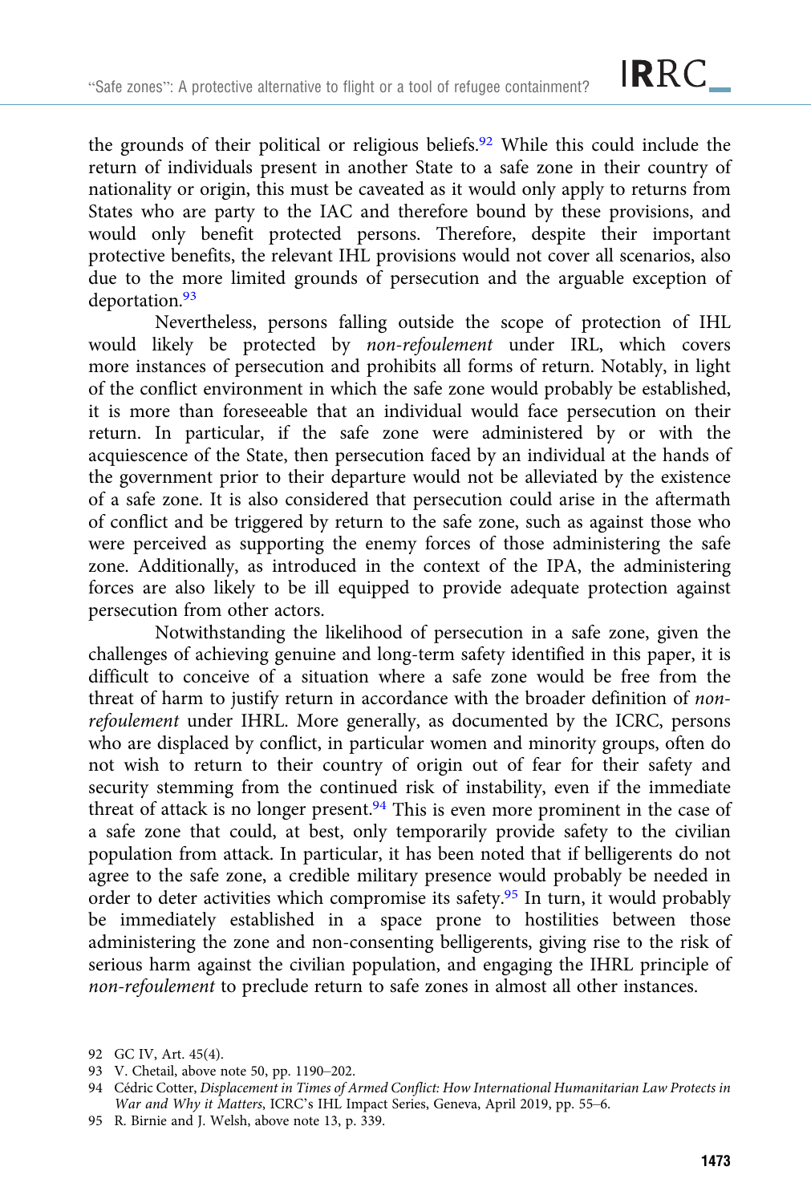the grounds of their political or religious beliefs.[92] While this could include the return of individuals present in another State to a safe zone in their country of nationality or origin, this must be caveated as it would only apply to returns from States who are party to the IAC and therefore bound by these provisions, and would only benefit protected persons. Therefore, despite their important protective benefits, the relevant IHL provisions would not cover all scenarios, also due to the more limited grounds of persecution and the arguable exception of deportation.[93]

Nevertheless, persons falling outside the scope of protection of IHL would likely be protected by *non-refoulement* under IRL, which covers more instances of persecution and prohibits all forms of return. Notably, in light of the conflict environment in which the safe zone would probably be established, it is more than foreseeable that an individual would face persecution on their return. In particular, if the safe zone were administered by or with the acquiescence of the State, then persecution faced by an individual at the hands of the government prior to their departure would not be alleviated by the existence of a safe zone. It is also considered that persecution could arise in the aftermath of conflict and be triggered by return to the safe zone, such as against those who were perceived as supporting the enemy forces of those administering the safe zone. Additionally, as introduced in the context of the IPA, the administering forces are also likely to be ill equipped to provide adequate protection against persecution from other actors.

Notwithstanding the likelihood of persecution in a safe zone, given the challenges of achieving genuine and long-term safety identified in this paper, it is difficult to conceive of a situation where a safe zone would be free from the threat of harm to justify return in accordance with the broader definition of *non-refoulement* under IHRL. More generally, as documented by the ICRC, persons who are displaced by conflict, in particular women and minority groups, often do not wish to return to their country of origin out of fear for their safety and security stemming from the continued risk of instability, even if the immediate threat of attack is no longer present.[94] This is even more prominent in the case of a safe zone that could, at best, only temporarily provide safety to the civilian population from attack. In particular, it has been noted that if belligerents do not agree to the safe zone, a credible military presence would probably be needed in order to deter activities which compromise its safety.[95] In turn, it would probably be immediately established in a space prone to hostilities between those administering the zone and non-consenting belligerents, giving rise to the risk of serious harm against the civilian population, and engaging the IHRL principle of *non-refoulement* to preclude return to safe zones in almost all other instances.

92 GC IV, Art. 45(4).

93 V. Chetail, above note 50, pp. 1190–202.

94 Cédric Cotter, *Displacement in Times of Armed Conflict: How International Humanitarian Law Protects in War and Why it Matters*, ICRC's IHL Impact Series, Geneva, April 2019, pp. 55–6.

95 R. Birnie and J. Welsh, above note 13, p. 339.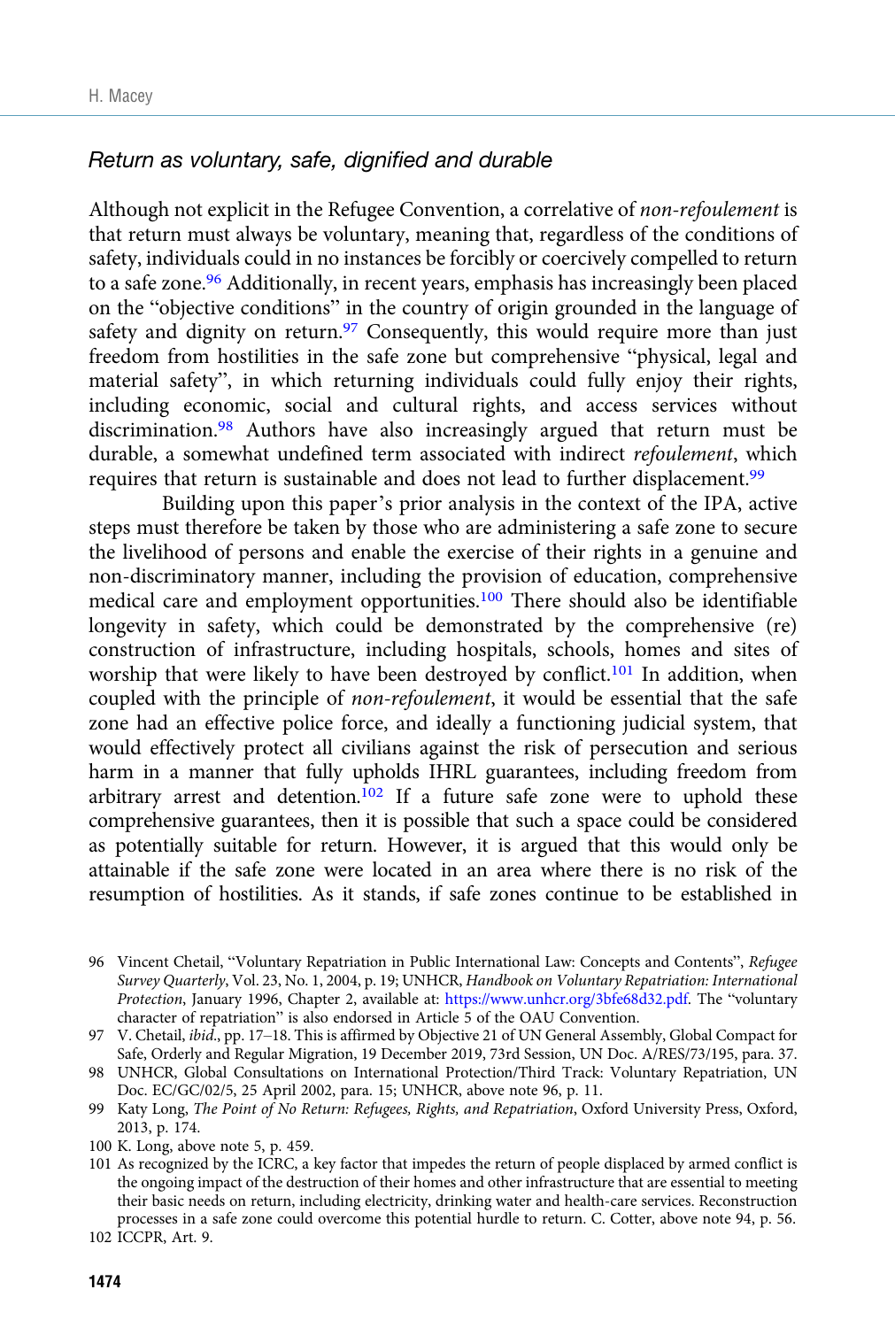### *Return as voluntary, safe, dignified and durable*

Although not explicit in the Refugee Convention, a correlative of *non-refoulement* is that return must always be voluntary, meaning that, regardless of the conditions of safety, individuals could in no instances be forcibly or coercively compelled to return to a safe zone.[96] Additionally, in recent years, emphasis has increasingly been placed on the "objective conditions" in the country of origin grounded in the language of safety and dignity on return.[97] Consequently, this would require more than just freedom from hostilities in the safe zone but comprehensive "physical, legal and material safety", in which returning individuals could fully enjoy their rights, including economic, social and cultural rights, and access services without discrimination.[98] Authors have also increasingly argued that return must be durable, a somewhat undefined term associated with indirect *refoulement*, which requires that return is sustainable and does not lead to further displacement.[99]

Building upon this paper's prior analysis in the context of the IPA, active steps must therefore be taken by those who are administering a safe zone to secure the livelihood of persons and enable the exercise of their rights in a genuine and non-discriminatory manner, including the provision of education, comprehensive medical care and employment opportunities.[100] There should also be identifiable longevity in safety, which could be demonstrated by the comprehensive (re) construction of infrastructure, including hospitals, schools, homes and sites of worship that were likely to have been destroyed by conflict.[101] In addition, when coupled with the principle of *non-refoulement*, it would be essential that the safe zone had an effective police force, and ideally a functioning judicial system, that would effectively protect all civilians against the risk of persecution and serious harm in a manner that fully upholds IHRL guarantees, including freedom from arbitrary arrest and detention.[102] If a future safe zone were to uphold these comprehensive guarantees, then it is possible that such a space could be considered as potentially suitable for return. However, it is argued that this would only be attainable if the safe zone were located in an area where there is no risk of the resumption of hostilities. As it stands, if safe zones continue to be established in

96 Vincent Chetail, "Voluntary Repatriation in Public International Law: Concepts and Contents", *Refugee Survey Quarterly*, Vol. 23, No. 1, 2004, p. 19; UNHCR, *Handbook on Voluntary Repatriation: International Protection*, January 1996, Chapter 2, available at: https://www.unhcr.org/3bfe68d32.pdf. The "voluntary character of repatriation" is also endorsed in Article 5 of the OAU Convention.

97 V. Chetail, *ibid.*, pp. 17–18. This is affirmed by Objective 21 of UN General Assembly, Global Compact for Safe, Orderly and Regular Migration, 19 December 2019, 73rd Session, UN Doc. A/RES/73/195, para. 37.

98 UNHCR, Global Consultations on International Protection/Third Track: Voluntary Repatriation, UN Doc. EC/GC/02/5, 25 April 2002, para. 15; UNHCR, above note 96, p. 11.

99 Katy Long, *The Point of No Return: Refugees, Rights, and Repatriation*, Oxford University Press, Oxford, 2013, p. 174.

100 K. Long, above note 5, p. 459.

101 As recognized by the ICRC, a key factor that impedes the return of people displaced by armed conflict is the ongoing impact of the destruction of their homes and other infrastructure that are essential to meeting their basic needs on return, including electricity, drinking water and health-care services. Reconstruction processes in a safe zone could overcome this potential hurdle to return. C. Cotter, above note 94, p. 56.

102 ICCPR, Art. 9.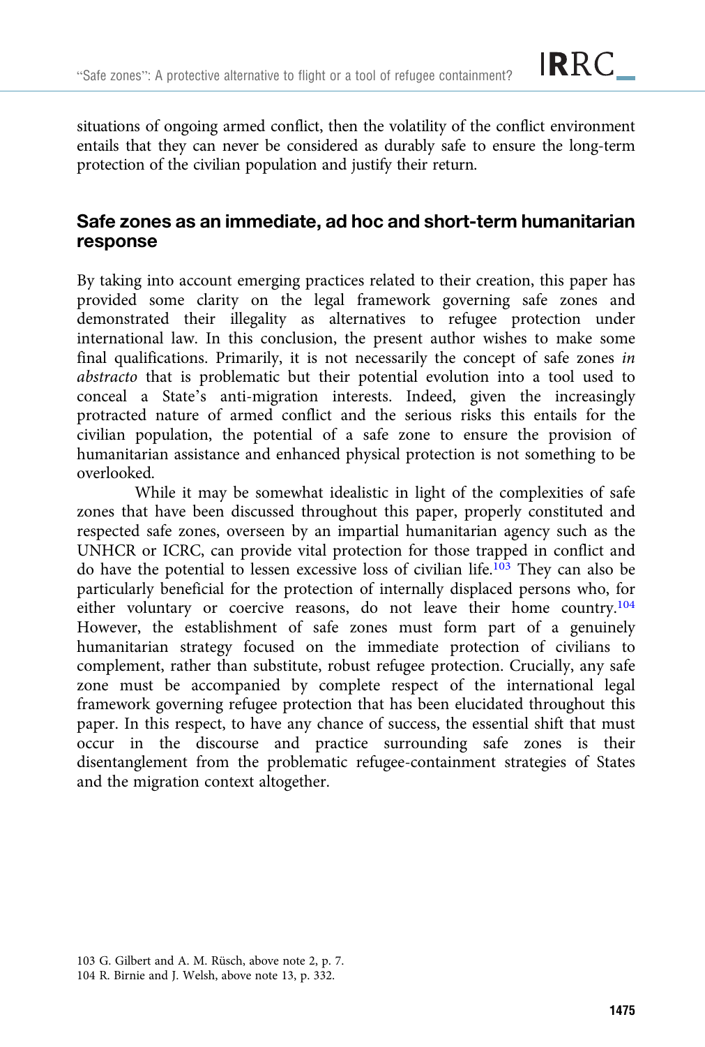situations of ongoing armed conflict, then the volatility of the conflict environment entails that they can never be considered as durably safe to ensure the long-term protection of the civilian population and justify their return.

## Safe zones as an immediate, ad hoc and short-term humanitarian response

By taking into account emerging practices related to their creation, this paper has provided some clarity on the legal framework governing safe zones and demonstrated their illegality as alternatives to refugee protection under international law. In this conclusion, the present author wishes to make some final qualifications. Primarily, it is not necessarily the concept of safe zones *in abstracto* that is problematic but their potential evolution into a tool used to conceal a State's anti-migration interests. Indeed, given the increasingly protracted nature of armed conflict and the serious risks this entails for the civilian population, the potential of a safe zone to ensure the provision of humanitarian assistance and enhanced physical protection is not something to be overlooked.

While it may be somewhat idealistic in light of the complexities of safe zones that have been discussed throughout this paper, properly constituted and respected safe zones, overseen by an impartial humanitarian agency such as the UNHCR or ICRC, can provide vital protection for those trapped in conflict and do have the potential to lessen excessive loss of civilian life.[103] They can also be particularly beneficial for the protection of internally displaced persons who, for either voluntary or coercive reasons, do not leave their home country.[104] However, the establishment of safe zones must form part of a genuinely humanitarian strategy focused on the immediate protection of civilians to complement, rather than substitute, robust refugee protection. Crucially, any safe zone must be accompanied by complete respect of the international legal framework governing refugee protection that has been elucidated throughout this paper. In this respect, to have any chance of success, the essential shift that must occur in the discourse and practice surrounding safe zones is their disentanglement from the problematic refugee-containment strategies of States and the migration context altogether.

103 G. Gilbert and A. M. Rüsch, above note 2, p. 7.

104 R. Birnie and J. Welsh, above note 13, p. 332.